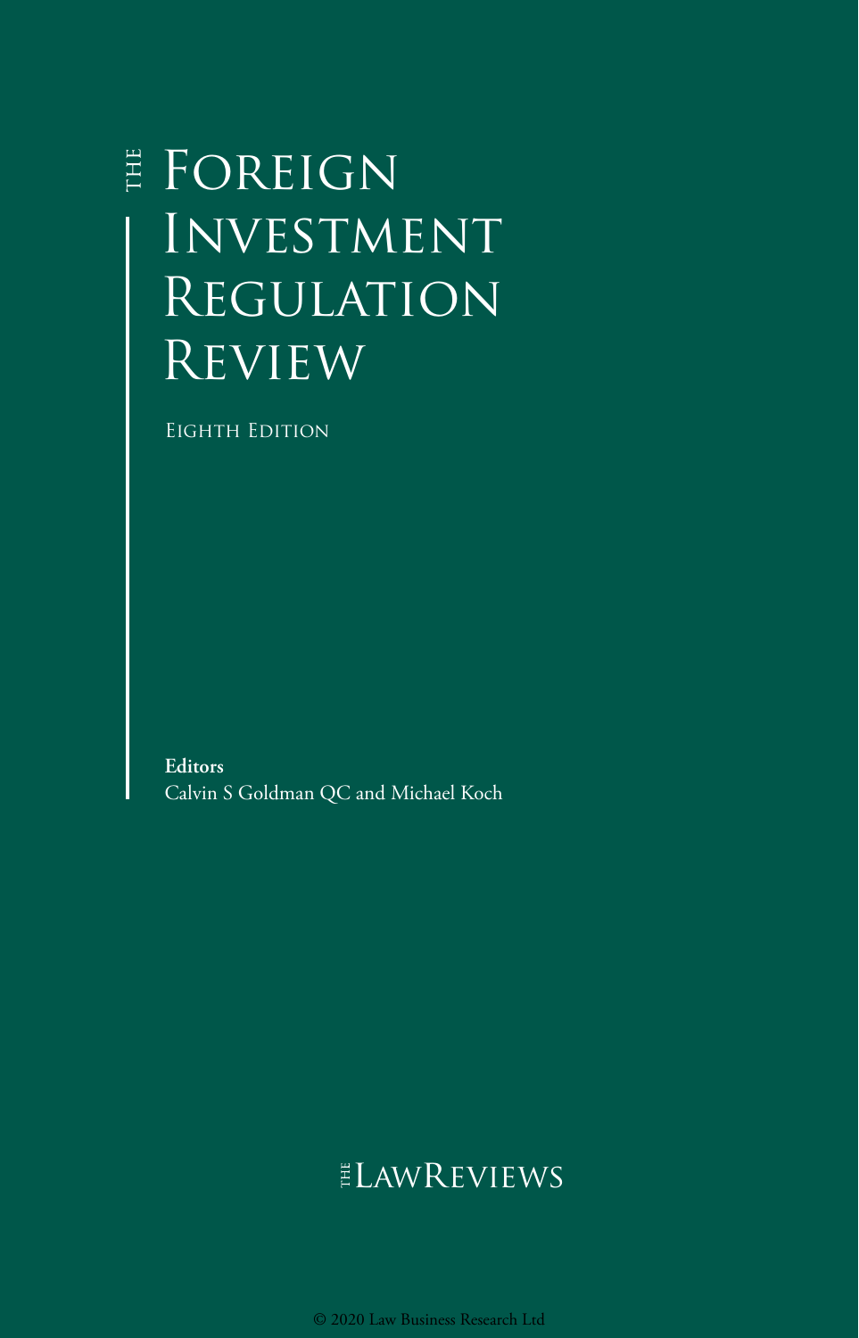# THE FOREIGN INVESTMENT REGULATION REVIEW

EIGHTH EDITION

**Editors**
Calvin S Goldman QC and Michael Koch

THE LAWREVIEWS

© 2020 Law Business Research Ltd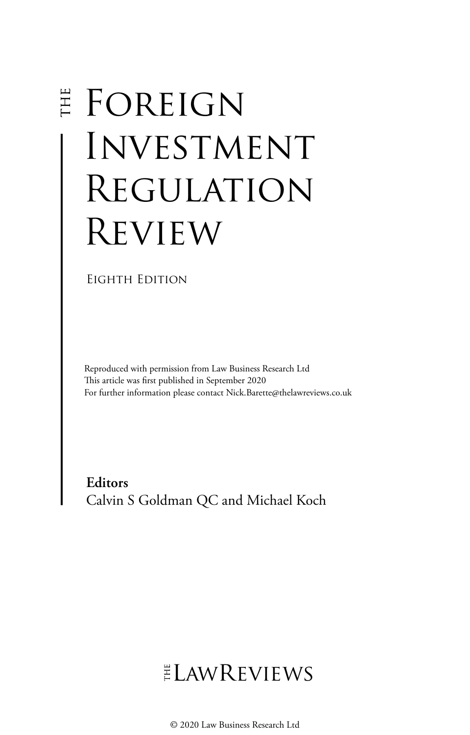# THE FOREIGN INVESTMENT REGULATION REVIEW

EIGHTH EDITION

Reproduced with permission from Law Business Research Ltd
This article was first published in September 2020
For further information please contact Nick.Barette@thelawreviews.co.uk

**Editors**
Calvin S Goldman QC and Michael Koch

THE LAWREVIEWS

© 2020 Law Business Research Ltd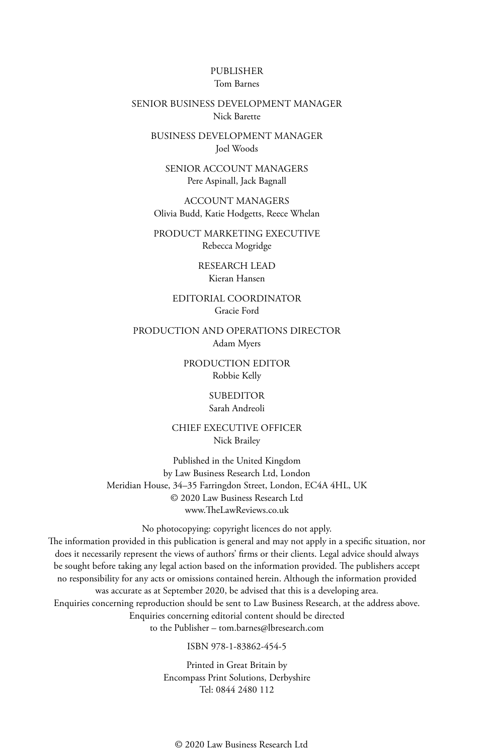PUBLISHER
Tom Barnes

SENIOR BUSINESS DEVELOPMENT MANAGER
Nick Barette

BUSINESS DEVELOPMENT MANAGER
Joel Woods

SENIOR ACCOUNT MANAGERS
Pere Aspinall, Jack Bagnall

ACCOUNT MANAGERS
Olivia Budd, Katie Hodgetts, Reece Whelan

PRODUCT MARKETING EXECUTIVE
Rebecca Mogridge

RESEARCH LEAD
Kieran Hansen

EDITORIAL COORDINATOR
Gracie Ford

PRODUCTION AND OPERATIONS DIRECTOR
Adam Myers

PRODUCTION EDITOR
Robbie Kelly

SUBEDITOR
Sarah Andreoli

CHIEF EXECUTIVE OFFICER
Nick Brailey

Published in the United Kingdom
by Law Business Research Ltd, London
Meridian House, 34–35 Farringdon Street, London, EC4A 4HL, UK
© 2020 Law Business Research Ltd
www.TheLawReviews.co.uk

No photocopying: copyright licences do not apply.
The information provided in this publication is general and may not apply in a specific situation, nor does it necessarily represent the views of authors' firms or their clients. Legal advice should always be sought before taking any legal action based on the information provided. The publishers accept no responsibility for any acts or omissions contained herein. Although the information provided was accurate as at September 2020, be advised that this is a developing area.
Enquiries concerning reproduction should be sent to Law Business Research, at the address above.
Enquiries concerning editorial content should be directed
to the Publisher – tom.barnes@lbresearch.com

ISBN 978-1-83862-454-5

Printed in Great Britain by
Encompass Print Solutions, Derbyshire
Tel: 0844 2480 112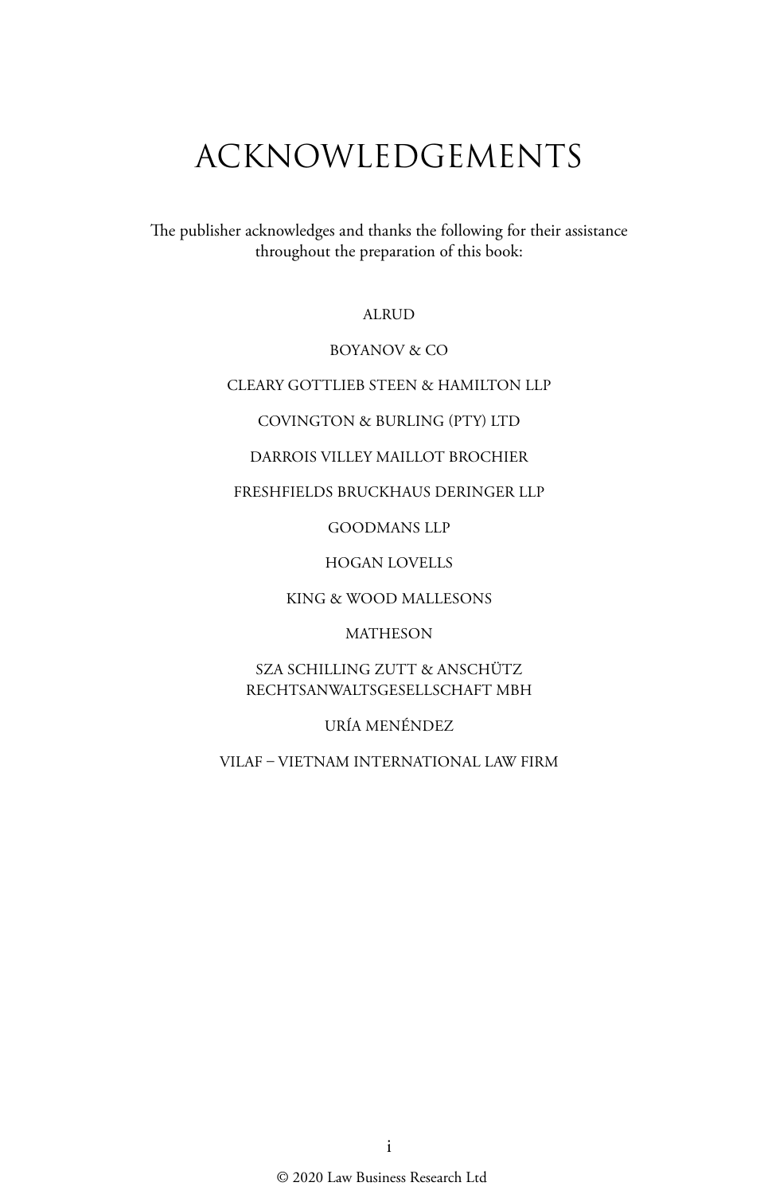# ACKNOWLEDGEMENTS

The publisher acknowledges and thanks the following for their assistance throughout the preparation of this book:

ALRUD

BOYANOV & CO

CLEARY GOTTLIEB STEEN & HAMILTON LLP

COVINGTON & BURLING (PTY) LTD

DARROIS VILLEY MAILLOT BROCHIER

FRESHFIELDS BRUCKHAUS DERINGER LLP

GOODMANS LLP

HOGAN LOVELLS

KING & WOOD MALLESONS

MATHESON

SZA SCHILLING ZUTT & ANSCHÜTZ RECHTSANWALTSGESELLSCHAFT MBH

URÍA MENÉNDEZ

VILAF – VIETNAM INTERNATIONAL LAW FIRM

© 2020 Law Business Research Ltd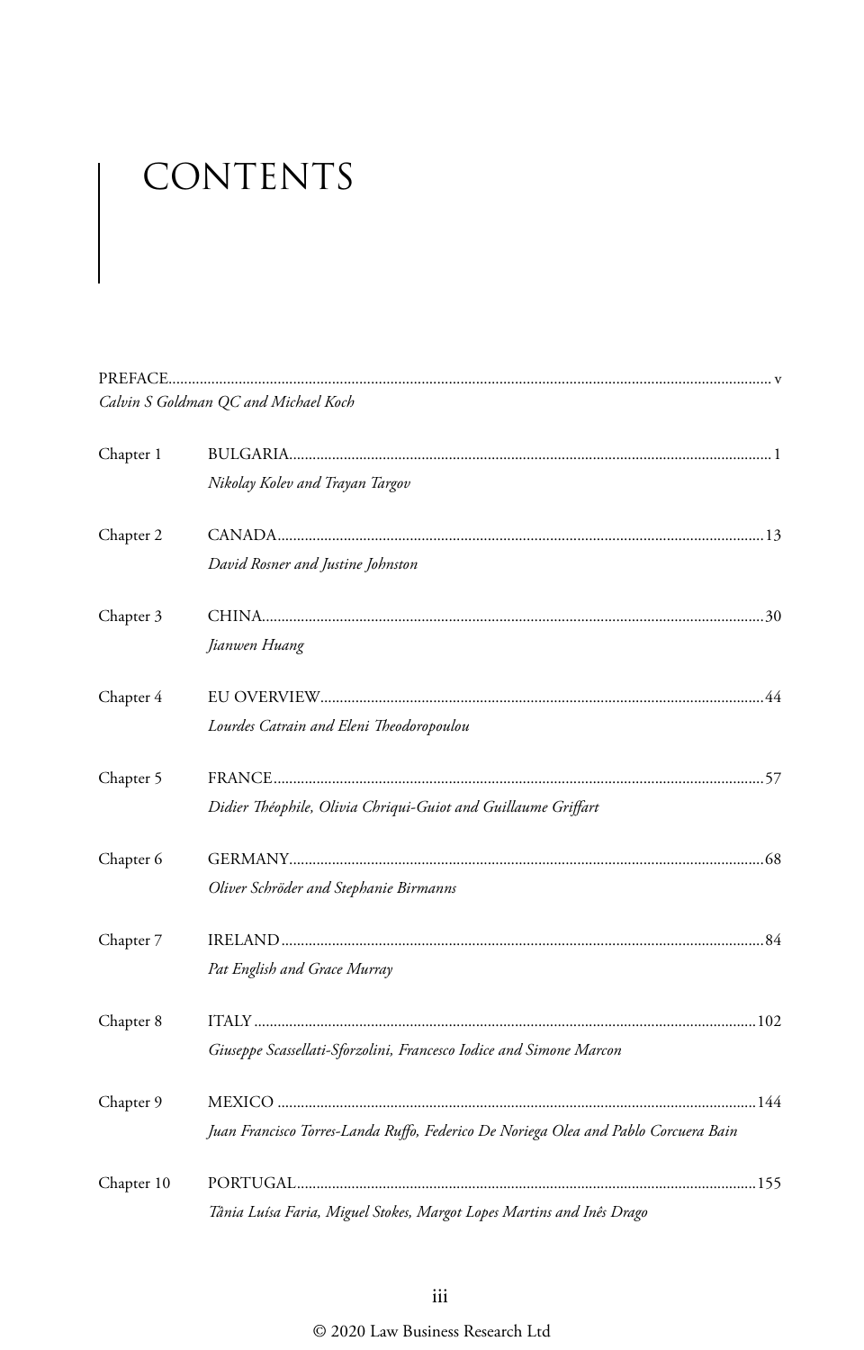# CONTENTS

PREFACE........................................................................................................................v
*Calvin S Goldman QC and Michael Koch*

Chapter 1 BULGARIA........................................................................................................1
*Nikolay Kolev and Trayan Targov*

Chapter 2 CANADA.........................................................................................................13
*David Rosner and Justine Johnston*

Chapter 3 CHINA............................................................................................................30
*Jianwen Huang*

Chapter 4 EU OVERVIEW..............................................................................................44
*Lourdes Catrain and Eleni Theodoropoulou*

Chapter 5 FRANCE..........................................................................................................57
*Didier Théophile, Olivia Chriqui-Guiot and Guillaume Griffart*

Chapter 6 GERMANY......................................................................................................68
*Oliver Schröder and Stephanie Birmanns*

Chapter 7 IRELAND........................................................................................................84
*Pat English and Grace Murray*

Chapter 8 ITALY............................................................................................................102
*Giuseppe Scassellati-Sforzolini, Francesco Iodice and Simone Marcon*

Chapter 9 MEXICO .......................................................................................................144
*Juan Francisco Torres-Landa Ruffo, Federico De Noriega Olea and Pablo Corcuera Bain*

Chapter 10 PORTUGAL..................................................................................................155
*Tânia Luísa Faria, Miguel Stokes, Margot Lopes Martins and Inês Drago*

© 2020 Law Business Research Ltd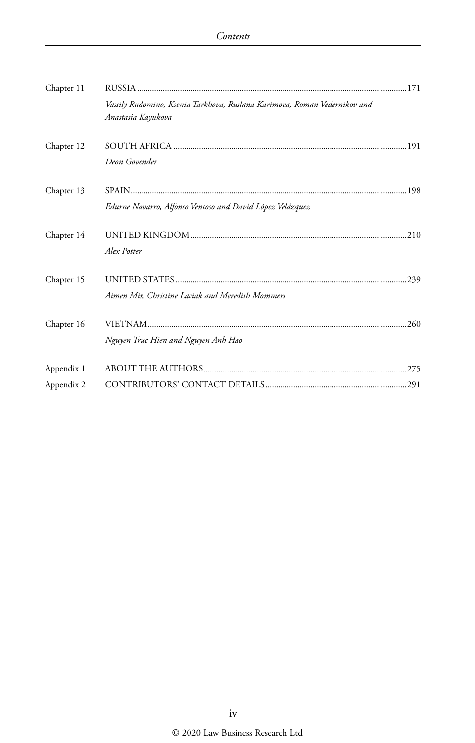| | | |
|---|---|---|
| Chapter 11 | RUSSIA<br>*Vassily Rudomino, Ksenia Tarkhova, Ruslana Karimova, Roman Vedernikov and Anastasia Kayukova* | 171 |
| Chapter 12 | SOUTH AFRICA<br>*Deon Govender* | 191 |
| Chapter 13 | SPAIN<br>*Edurne Navarro, Alfonso Ventoso and David López Velázquez* | 198 |
| Chapter 14 | UNITED KINGDOM<br>*Alex Potter* | 210 |
| Chapter 15 | UNITED STATES<br>*Aimen Mir, Christine Laciak and Meredith Mommers* | 239 |
| Chapter 16 | VIETNAM<br>*Nguyen Truc Hien and Nguyen Anh Hao* | 260 |
| Appendix 1 | ABOUT THE AUTHORS | 275 |
| Appendix 2 | CONTRIBUTORS' CONTACT DETAILS | 291 |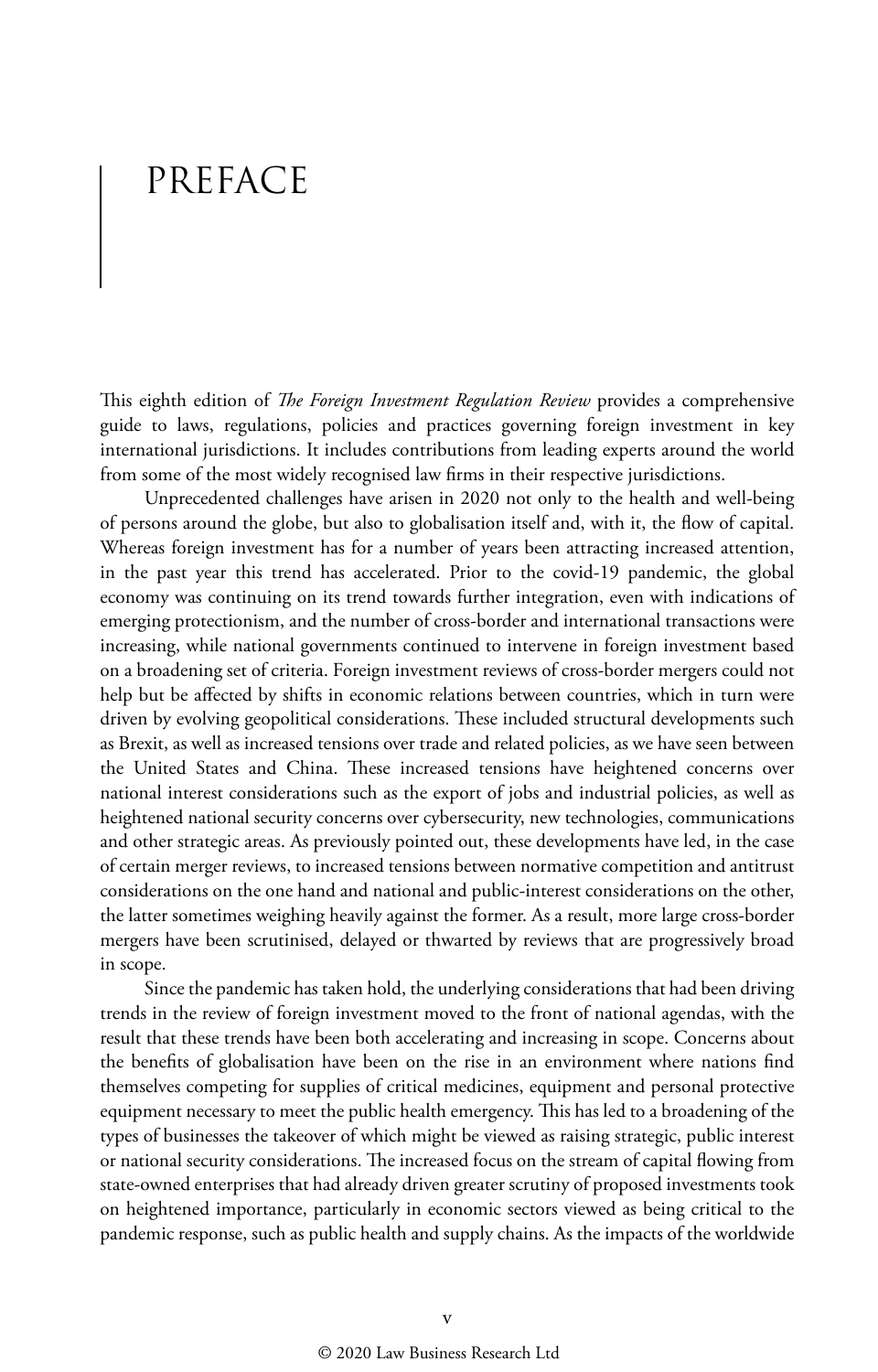# PREFACE

This eighth edition of *The Foreign Investment Regulation Review* provides a comprehensive guide to laws, regulations, policies and practices governing foreign investment in key international jurisdictions. It includes contributions from leading experts around the world from some of the most widely recognised law firms in their respective jurisdictions.

Unprecedented challenges have arisen in 2020 not only to the health and well-being of persons around the globe, but also to globalisation itself and, with it, the flow of capital. Whereas foreign investment has for a number of years been attracting increased attention, in the past year this trend has accelerated. Prior to the covid-19 pandemic, the global economy was continuing on its trend towards further integration, even with indications of emerging protectionism, and the number of cross-border and international transactions were increasing, while national governments continued to intervene in foreign investment based on a broadening set of criteria. Foreign investment reviews of cross-border mergers could not help but be affected by shifts in economic relations between countries, which in turn were driven by evolving geopolitical considerations. These included structural developments such as Brexit, as well as increased tensions over trade and related policies, as we have seen between the United States and China. These increased tensions have heightened concerns over national interest considerations such as the export of jobs and industrial policies, as well as heightened national security concerns over cybersecurity, new technologies, communications and other strategic areas. As previously pointed out, these developments have led, in the case of certain merger reviews, to increased tensions between normative competition and antitrust considerations on the one hand and national and public-interest considerations on the other, the latter sometimes weighing heavily against the former. As a result, more large cross-border mergers have been scrutinised, delayed or thwarted by reviews that are progressively broad in scope.

Since the pandemic has taken hold, the underlying considerations that had been driving trends in the review of foreign investment moved to the front of national agendas, with the result that these trends have been both accelerating and increasing in scope. Concerns about the benefits of globalisation have been on the rise in an environment where nations find themselves competing for supplies of critical medicines, equipment and personal protective equipment necessary to meet the public health emergency. This has led to a broadening of the types of businesses the takeover of which might be viewed as raising strategic, public interest or national security considerations. The increased focus on the stream of capital flowing from state-owned enterprises that had already driven greater scrutiny of proposed investments took on heightened importance, particularly in economic sectors viewed as being critical to the pandemic response, such as public health and supply chains. As the impacts of the worldwide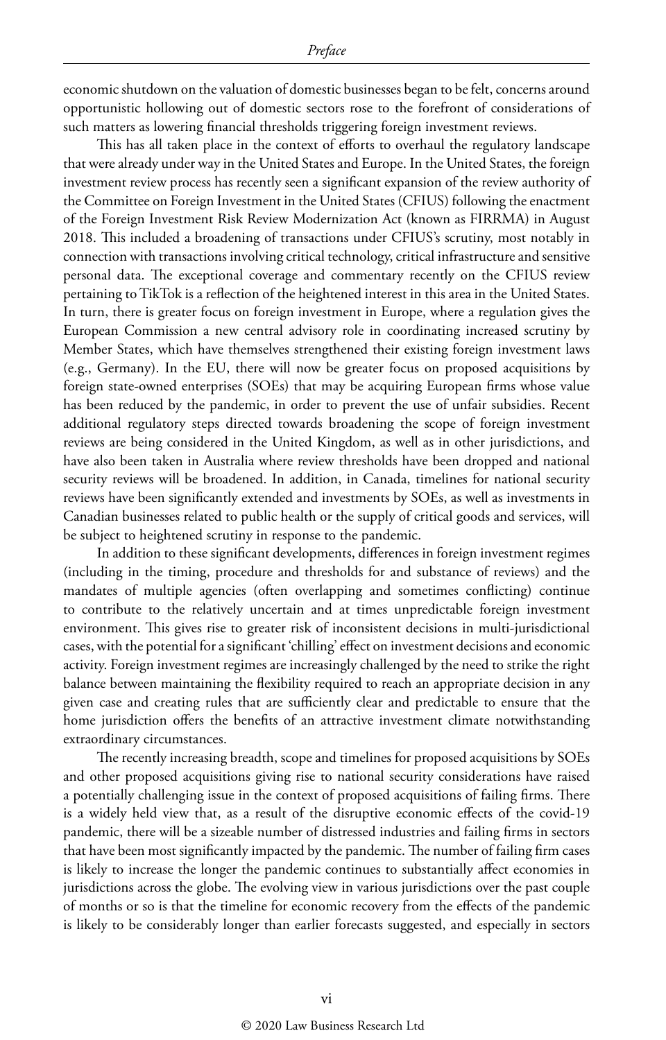economic shutdown on the valuation of domestic businesses began to be felt, concerns around opportunistic hollowing out of domestic sectors rose to the forefront of considerations of such matters as lowering financial thresholds triggering foreign investment reviews.

This has all taken place in the context of efforts to overhaul the regulatory landscape that were already under way in the United States and Europe. In the United States, the foreign investment review process has recently seen a significant expansion of the review authority of the Committee on Foreign Investment in the United States (CFIUS) following the enactment of the Foreign Investment Risk Review Modernization Act (known as FIRRMA) in August 2018. This included a broadening of transactions under CFIUS's scrutiny, most notably in connection with transactions involving critical technology, critical infrastructure and sensitive personal data. The exceptional coverage and commentary recently on the CFIUS review pertaining to TikTok is a reflection of the heightened interest in this area in the United States. In turn, there is greater focus on foreign investment in Europe, where a regulation gives the European Commission a new central advisory role in coordinating increased scrutiny by Member States, which have themselves strengthened their existing foreign investment laws (e.g., Germany). In the EU, there will now be greater focus on proposed acquisitions by foreign state-owned enterprises (SOEs) that may be acquiring European firms whose value has been reduced by the pandemic, in order to prevent the use of unfair subsidies. Recent additional regulatory steps directed towards broadening the scope of foreign investment reviews are being considered in the United Kingdom, as well as in other jurisdictions, and have also been taken in Australia where review thresholds have been dropped and national security reviews will be broadened. In addition, in Canada, timelines for national security reviews have been significantly extended and investments by SOEs, as well as investments in Canadian businesses related to public health or the supply of critical goods and services, will be subject to heightened scrutiny in response to the pandemic.

In addition to these significant developments, differences in foreign investment regimes (including in the timing, procedure and thresholds for and substance of reviews) and the mandates of multiple agencies (often overlapping and sometimes conflicting) continue to contribute to the relatively uncertain and at times unpredictable foreign investment environment. This gives rise to greater risk of inconsistent decisions in multi-jurisdictional cases, with the potential for a significant 'chilling' effect on investment decisions and economic activity. Foreign investment regimes are increasingly challenged by the need to strike the right balance between maintaining the flexibility required to reach an appropriate decision in any given case and creating rules that are sufficiently clear and predictable to ensure that the home jurisdiction offers the benefits of an attractive investment climate notwithstanding extraordinary circumstances.

The recently increasing breadth, scope and timelines for proposed acquisitions by SOEs and other proposed acquisitions giving rise to national security considerations have raised a potentially challenging issue in the context of proposed acquisitions of failing firms. There is a widely held view that, as a result of the disruptive economic effects of the covid-19 pandemic, there will be a sizeable number of distressed industries and failing firms in sectors that have been most significantly impacted by the pandemic. The number of failing firm cases is likely to increase the longer the pandemic continues to substantially affect economies in jurisdictions across the globe. The evolving view in various jurisdictions over the past couple of months or so is that the timeline for economic recovery from the effects of the pandemic is likely to be considerably longer than earlier forecasts suggested, and especially in sectors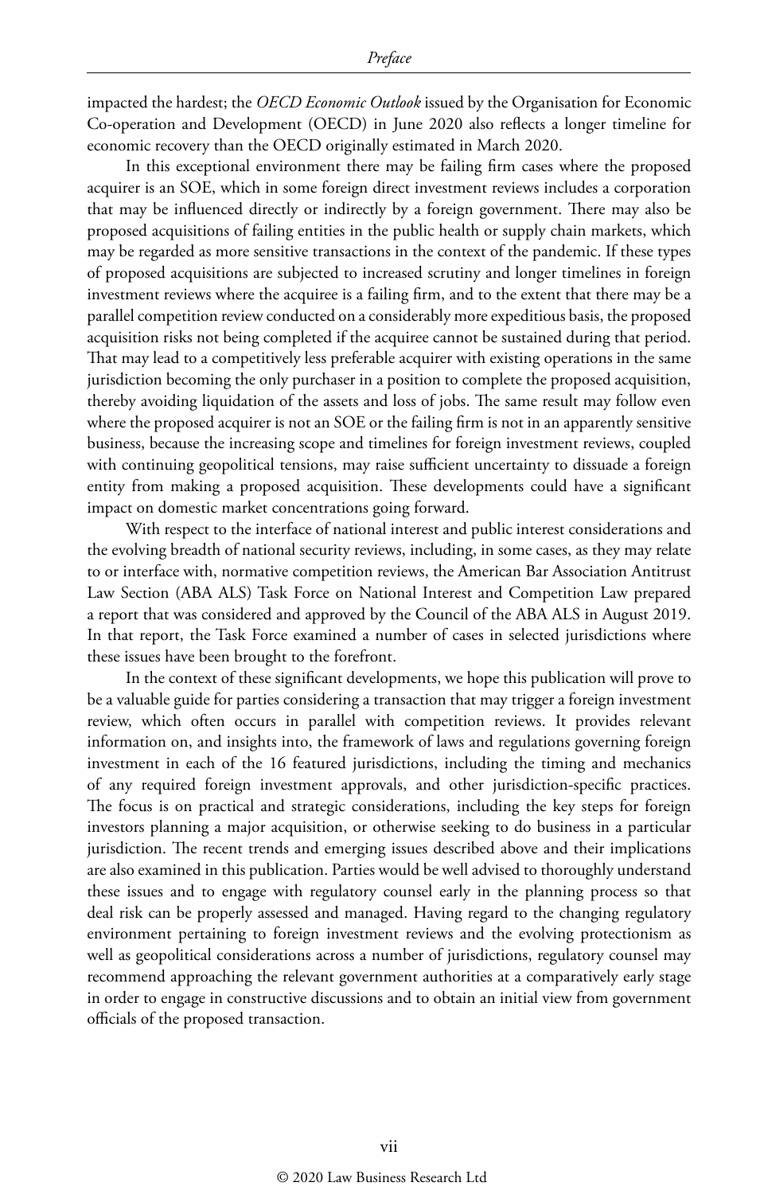impacted the hardest; the *OECD Economic Outlook* issued by the Organisation for Economic Co-operation and Development (OECD) in June 2020 also reflects a longer timeline for economic recovery than the OECD originally estimated in March 2020.

In this exceptional environment there may be failing firm cases where the proposed acquirer is an SOE, which in some foreign direct investment reviews includes a corporation that may be influenced directly or indirectly by a foreign government. There may also be proposed acquisitions of failing entities in the public health or supply chain markets, which may be regarded as more sensitive transactions in the context of the pandemic. If these types of proposed acquisitions are subjected to increased scrutiny and longer timelines in foreign investment reviews where the acquiree is a failing firm, and to the extent that there may be a parallel competition review conducted on a considerably more expeditious basis, the proposed acquisition risks not being completed if the acquiree cannot be sustained during that period. That may lead to a competitively less preferable acquirer with existing operations in the same jurisdiction becoming the only purchaser in a position to complete the proposed acquisition, thereby avoiding liquidation of the assets and loss of jobs. The same result may follow even where the proposed acquirer is not an SOE or the failing firm is not in an apparently sensitive business, because the increasing scope and timelines for foreign investment reviews, coupled with continuing geopolitical tensions, may raise sufficient uncertainty to dissuade a foreign entity from making a proposed acquisition. These developments could have a significant impact on domestic market concentrations going forward.

With respect to the interface of national interest and public interest considerations and the evolving breadth of national security reviews, including, in some cases, as they may relate to or interface with, normative competition reviews, the American Bar Association Antitrust Law Section (ABA ALS) Task Force on National Interest and Competition Law prepared a report that was considered and approved by the Council of the ABA ALS in August 2019. In that report, the Task Force examined a number of cases in selected jurisdictions where these issues have been brought to the forefront.

In the context of these significant developments, we hope this publication will prove to be a valuable guide for parties considering a transaction that may trigger a foreign investment review, which often occurs in parallel with competition reviews. It provides relevant information on, and insights into, the framework of laws and regulations governing foreign investment in each of the 16 featured jurisdictions, including the timing and mechanics of any required foreign investment approvals, and other jurisdiction-specific practices. The focus is on practical and strategic considerations, including the key steps for foreign investors planning a major acquisition, or otherwise seeking to do business in a particular jurisdiction. The recent trends and emerging issues described above and their implications are also examined in this publication. Parties would be well advised to thoroughly understand these issues and to engage with regulatory counsel early in the planning process so that deal risk can be properly assessed and managed. Having regard to the changing regulatory environment pertaining to foreign investment reviews and the evolving protectionism as well as geopolitical considerations across a number of jurisdictions, regulatory counsel may recommend approaching the relevant government authorities at a comparatively early stage in order to engage in constructive discussions and to obtain an initial view from government officials of the proposed transaction.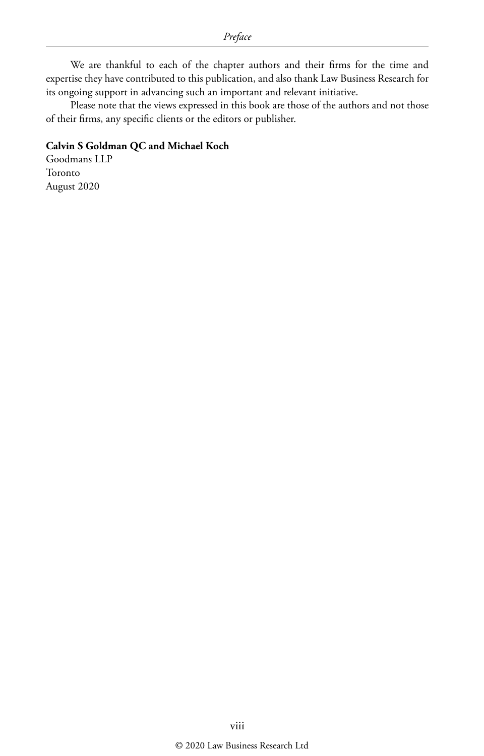We are thankful to each of the chapter authors and their firms for the time and expertise they have contributed to this publication, and also thank Law Business Research for its ongoing support in advancing such an important and relevant initiative.

Please note that the views expressed in this book are those of the authors and not those of their firms, any specific clients or the editors or publisher.

**Calvin S Goldman QC and Michael Koch**
Goodmans LLP
Toronto
August 2020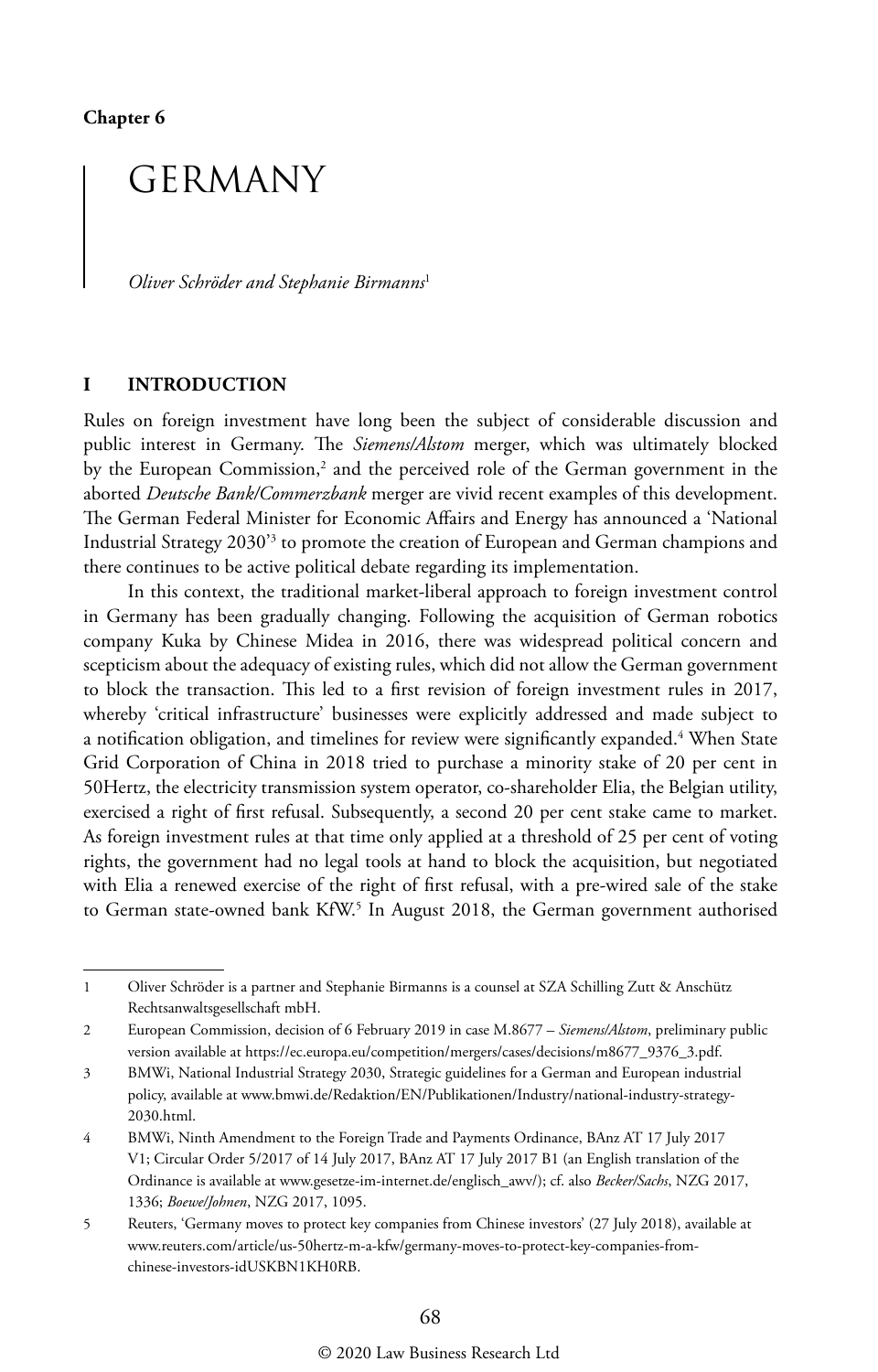Chapter 6

# GERMANY

*Oliver Schröder and Stephanie Birmanns*[1]

## I INTRODUCTION

Rules on foreign investment have long been the subject of considerable discussion and public interest in Germany. The *Siemens/Alstom* merger, which was ultimately blocked by the European Commission,[2] and the perceived role of the German government in the aborted *Deutsche Bank/Commerzbank* merger are vivid recent examples of this development. The German Federal Minister for Economic Affairs and Energy has announced a 'National Industrial Strategy 2030'[3] to promote the creation of European and German champions and there continues to be active political debate regarding its implementation.

In this context, the traditional market-liberal approach to foreign investment control in Germany has been gradually changing. Following the acquisition of German robotics company Kuka by Chinese Midea in 2016, there was widespread political concern and scepticism about the adequacy of existing rules, which did not allow the German government to block the transaction. This led to a first revision of foreign investment rules in 2017, whereby 'critical infrastructure' businesses were explicitly addressed and made subject to a notification obligation, and timelines for review were significantly expanded.[4] When State Grid Corporation of China in 2018 tried to purchase a minority stake of 20 per cent in 50Hertz, the electricity transmission system operator, co-shareholder Elia, the Belgian utility, exercised a right of first refusal. Subsequently, a second 20 per cent stake came to market. As foreign investment rules at that time only applied at a threshold of 25 per cent of voting rights, the government had no legal tools at hand to block the acquisition, but negotiated with Elia a renewed exercise of the right of first refusal, with a pre-wired sale of the stake to German state-owned bank KfW.[5] In August 2018, the German government authorised

---

1 Oliver Schröder is a partner and Stephanie Birmanns is a counsel at SZA Schilling Zutt & Anschütz Rechtsanwaltsgesellschaft mbH.

2 European Commission, decision of 6 February 2019 in case M.8677 – *Siemens/Alstom*, preliminary public version available at https://ec.europa.eu/competition/mergers/cases/decisions/m8677_9376_3.pdf.

3 BMWi, National Industrial Strategy 2030, Strategic guidelines for a German and European industrial policy, available at www.bmwi.de/Redaktion/EN/Publikationen/Industry/national-industry-strategy-2030.html.

4 BMWi, Ninth Amendment to the Foreign Trade and Payments Ordinance, BAnz AT 17 July 2017 V1; Circular Order 5/2017 of 14 July 2017, BAnz AT 17 July 2017 B1 (an English translation of the Ordinance is available at www.gesetze-im-internet.de/englisch_awv/); cf. also *Becker/Sachs*, NZG 2017, 1336; *Boewe/Johnen*, NZG 2017, 1095.

5 Reuters, 'Germany moves to protect key companies from Chinese investors' (27 July 2018), available at www.reuters.com/article/us-50hertz-m-a-kfw/germany-moves-to-protect-key-companies-from-chinese-investors-idUSKBN1KH0RB.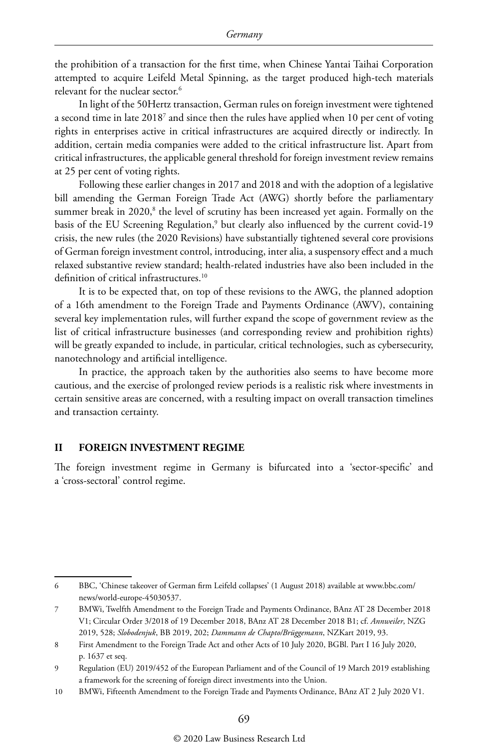the prohibition of a transaction for the first time, when Chinese Yantai Taihai Corporation attempted to acquire Leifeld Metal Spinning, as the target produced high-tech materials relevant for the nuclear sector.[6]

In light of the 50Hertz transaction, German rules on foreign investment were tightened a second time in late 2018[7] and since then the rules have applied when 10 per cent of voting rights in enterprises active in critical infrastructures are acquired directly or indirectly. In addition, certain media companies were added to the critical infrastructure list. Apart from critical infrastructures, the applicable general threshold for foreign investment review remains at 25 per cent of voting rights.

Following these earlier changes in 2017 and 2018 and with the adoption of a legislative bill amending the German Foreign Trade Act (AWG) shortly before the parliamentary summer break in 2020,[8] the level of scrutiny has been increased yet again. Formally on the basis of the EU Screening Regulation,[9] but clearly also influenced by the current covid-19 crisis, the new rules (the 2020 Revisions) have substantially tightened several core provisions of German foreign investment control, introducing, inter alia, a suspensory effect and a much relaxed substantive review standard; health-related industries have also been included in the definition of critical infrastructures.[10]

It is to be expected that, on top of these revisions to the AWG, the planned adoption of a 16th amendment to the Foreign Trade and Payments Ordinance (AWV), containing several key implementation rules, will further expand the scope of government review as the list of critical infrastructure businesses (and corresponding review and prohibition rights) will be greatly expanded to include, in particular, critical technologies, such as cybersecurity, nanotechnology and artificial intelligence.

In practice, the approach taken by the authorities also seems to have become more cautious, and the exercise of prolonged review periods is a realistic risk where investments in certain sensitive areas are concerned, with a resulting impact on overall transaction timelines and transaction certainty.

## II FOREIGN INVESTMENT REGIME

The foreign investment regime in Germany is bifurcated into a 'sector-specific' and a 'cross-sectoral' control regime.

---

6 BBC, 'Chinese takeover of German firm Leifeld collapses' (1 August 2018) available at www.bbc.com/news/world-europe-45030537.

7 BMWi, Twelfth Amendment to the Foreign Trade and Payments Ordinance, BAnz AT 28 December 2018 V1; Circular Order 3/2018 of 19 December 2018, BAnz AT 28 December 2018 B1; cf. *Annweiler*, NZG 2019, 528; *Slobodenjuk*, BB 2019, 202; *Dammann de Chapto/Brüggemann*, NZKart 2019, 93.

8 First Amendment to the Foreign Trade Act and other Acts of 10 July 2020, BGBl. Part I 16 July 2020, p. 1637 et seq.

9 Regulation (EU) 2019/452 of the European Parliament and of the Council of 19 March 2019 establishing a framework for the screening of foreign direct investments into the Union.

10 BMWi, Fifteenth Amendment to the Foreign Trade and Payments Ordinance, BAnz AT 2 July 2020 V1.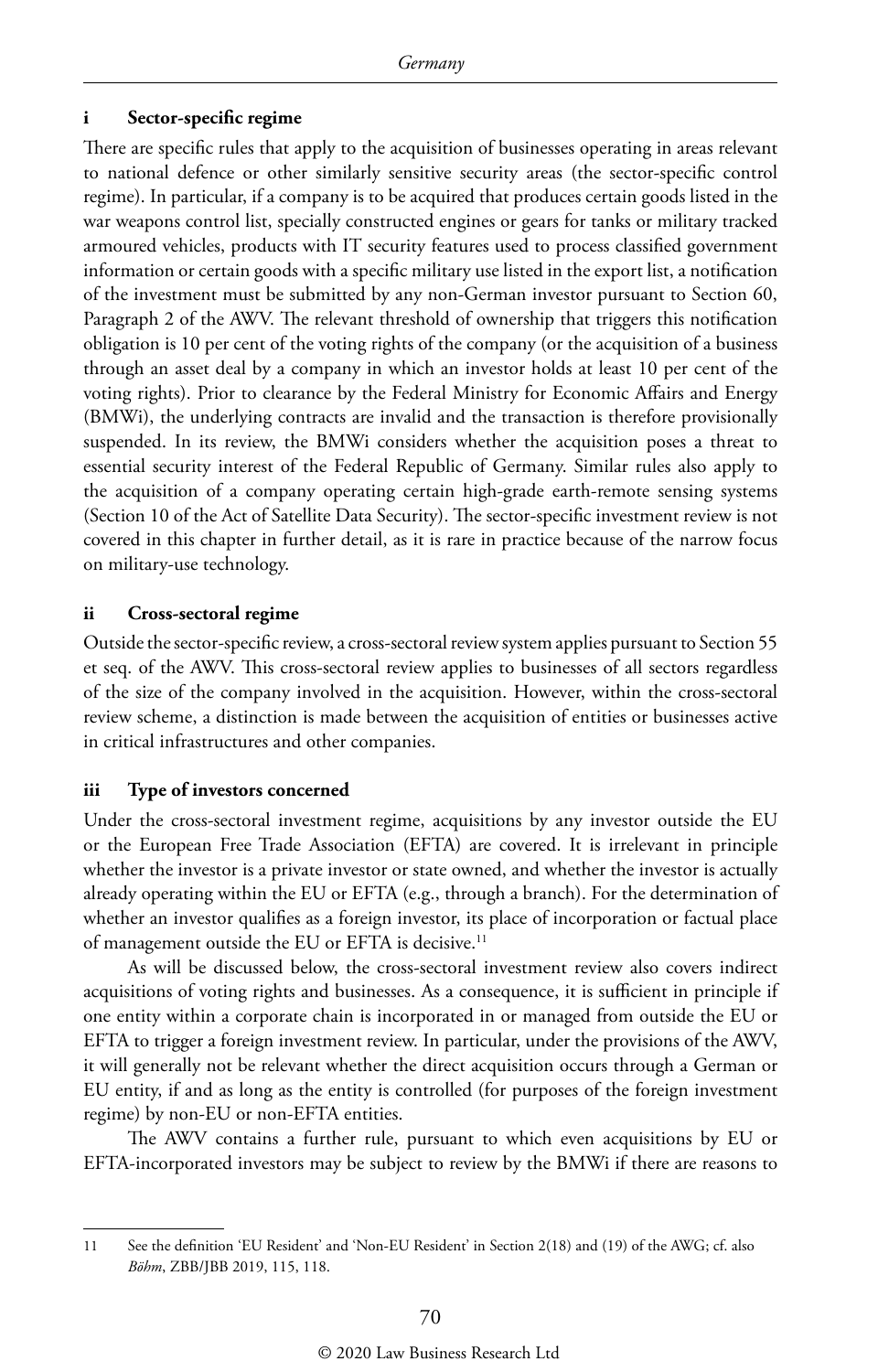### i Sector-specific regime

There are specific rules that apply to the acquisition of businesses operating in areas relevant to national defence or other similarly sensitive security areas (the sector-specific control regime). In particular, if a company is to be acquired that produces certain goods listed in the war weapons control list, specially constructed engines or gears for tanks or military tracked armoured vehicles, products with IT security features used to process classified government information or certain goods with a specific military use listed in the export list, a notification of the investment must be submitted by any non-German investor pursuant to Section 60, Paragraph 2 of the AWV. The relevant threshold of ownership that triggers this notification obligation is 10 per cent of the voting rights of the company (or the acquisition of a business through an asset deal by a company in which an investor holds at least 10 per cent of the voting rights). Prior to clearance by the Federal Ministry for Economic Affairs and Energy (BMWi), the underlying contracts are invalid and the transaction is therefore provisionally suspended. In its review, the BMWi considers whether the acquisition poses a threat to essential security interest of the Federal Republic of Germany. Similar rules also apply to the acquisition of a company operating certain high-grade earth-remote sensing systems (Section 10 of the Act of Satellite Data Security). The sector-specific investment review is not covered in this chapter in further detail, as it is rare in practice because of the narrow focus on military-use technology.

### ii Cross-sectoral regime

Outside the sector-specific review, a cross-sectoral review system applies pursuant to Section 55 et seq. of the AWV. This cross-sectoral review applies to businesses of all sectors regardless of the size of the company involved in the acquisition. However, within the cross-sectoral review scheme, a distinction is made between the acquisition of entities or businesses active in critical infrastructures and other companies.

### iii Type of investors concerned

Under the cross-sectoral investment regime, acquisitions by any investor outside the EU or the European Free Trade Association (EFTA) are covered. It is irrelevant in principle whether the investor is a private investor or state owned, and whether the investor is actually already operating within the EU or EFTA (e.g., through a branch). For the determination of whether an investor qualifies as a foreign investor, its place of incorporation or factual place of management outside the EU or EFTA is decisive.[11]

As will be discussed below, the cross-sectoral investment review also covers indirect acquisitions of voting rights and businesses. As a consequence, it is sufficient in principle if one entity within a corporate chain is incorporated in or managed from outside the EU or EFTA to trigger a foreign investment review. In particular, under the provisions of the AWV, it will generally not be relevant whether the direct acquisition occurs through a German or EU entity, if and as long as the entity is controlled (for purposes of the foreign investment regime) by non-EU or non-EFTA entities.

The AWV contains a further rule, pursuant to which even acquisitions by EU or EFTA-incorporated investors may be subject to review by the BMWi if there are reasons to

---

11 See the definition 'EU Resident' and 'Non-EU Resident' in Section 2(18) and (19) of the AWG; cf. also *Böhm*, ZBB/JBB 2019, 115, 118.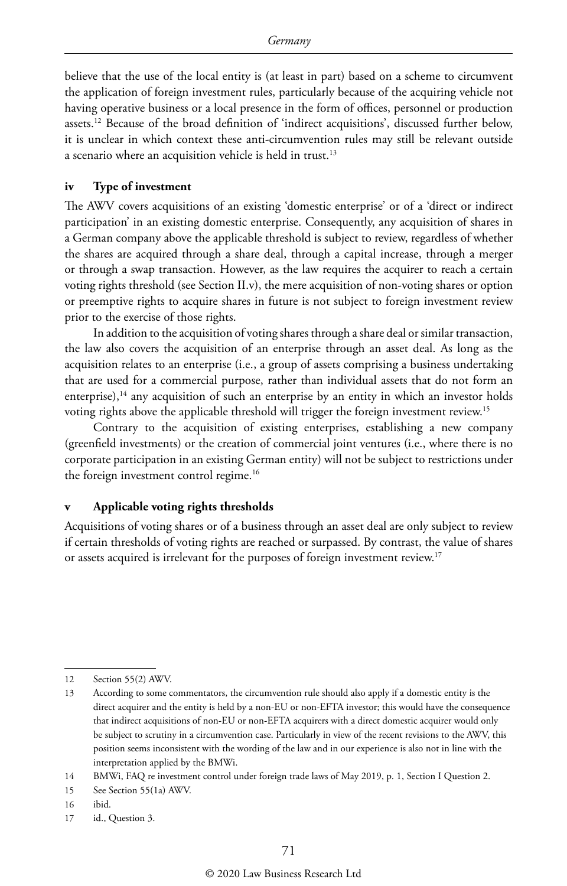believe that the use of the local entity is (at least in part) based on a scheme to circumvent the application of foreign investment rules, particularly because of the acquiring vehicle not having operative business or a local presence in the form of offices, personnel or production assets.[12] Because of the broad definition of 'indirect acquisitions', discussed further below, it is unclear in which context these anti-circumvention rules may still be relevant outside a scenario where an acquisition vehicle is held in trust.[13]

### iv Type of investment

The AWV covers acquisitions of an existing 'domestic enterprise' or of a 'direct or indirect participation' in an existing domestic enterprise. Consequently, any acquisition of shares in a German company above the applicable threshold is subject to review, regardless of whether the shares are acquired through a share deal, through a capital increase, through a merger or through a swap transaction. However, as the law requires the acquirer to reach a certain voting rights threshold (see Section II.v), the mere acquisition of non-voting shares or option or preemptive rights to acquire shares in future is not subject to foreign investment review prior to the exercise of those rights.

In addition to the acquisition of voting shares through a share deal or similar transaction, the law also covers the acquisition of an enterprise through an asset deal. As long as the acquisition relates to an enterprise (i.e., a group of assets comprising a business undertaking that are used for a commercial purpose, rather than individual assets that do not form an enterprise),[14] any acquisition of such an enterprise by an entity in which an investor holds voting rights above the applicable threshold will trigger the foreign investment review.[15]

Contrary to the acquisition of existing enterprises, establishing a new company (greenfield investments) or the creation of commercial joint ventures (i.e., where there is no corporate participation in an existing German entity) will not be subject to restrictions under the foreign investment control regime.[16]

### v Applicable voting rights thresholds

Acquisitions of voting shares or of a business through an asset deal are only subject to review if certain thresholds of voting rights are reached or surpassed. By contrast, the value of shares or assets acquired is irrelevant for the purposes of foreign investment review.[17]

---

12 Section 55(2) AWV.

13 According to some commentators, the circumvention rule should also apply if a domestic entity is the direct acquirer and the entity is held by a non-EU or non-EFTA investor; this would have the consequence that indirect acquisitions of non-EU or non-EFTA acquirers with a direct domestic acquirer would only be subject to scrutiny in a circumvention case. Particularly in view of the recent revisions to the AWV, this position seems inconsistent with the wording of the law and in our experience is also not in line with the interpretation applied by the BMWi.

14 BMWi, FAQ re investment control under foreign trade laws of May 2019, p. 1, Section I Question 2.

15 See Section 55(1a) AWV.

16 ibid.

17 id., Question 3.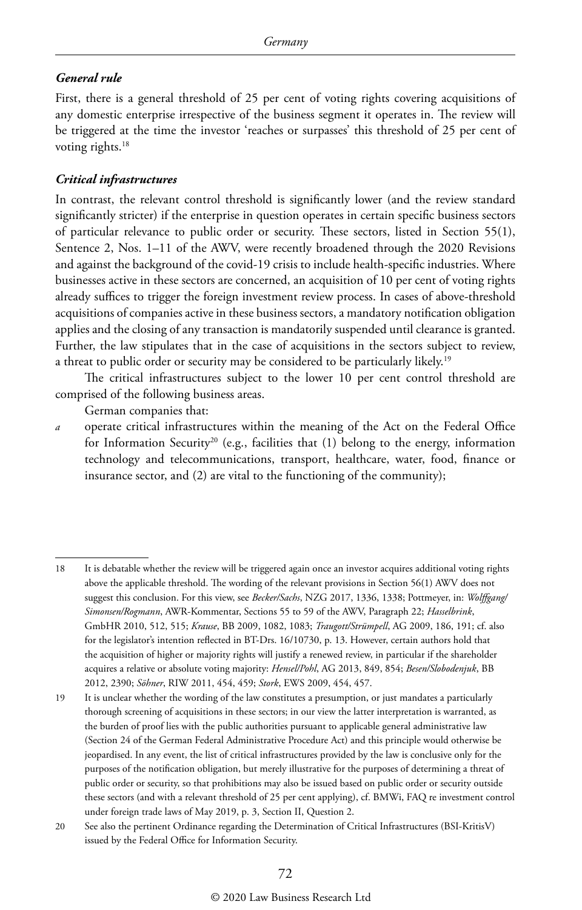### *General rule*

First, there is a general threshold of 25 per cent of voting rights covering acquisitions of any domestic enterprise irrespective of the business segment it operates in. The review will be triggered at the time the investor 'reaches or surpasses' this threshold of 25 per cent of voting rights.[18]

### *Critical infrastructures*

In contrast, the relevant control threshold is significantly lower (and the review standard significantly stricter) if the enterprise in question operates in certain specific business sectors of particular relevance to public order or security. These sectors, listed in Section 55(1), Sentence 2, Nos. 1–11 of the AWV, were recently broadened through the 2020 Revisions and against the background of the covid-19 crisis to include health-specific industries. Where businesses active in these sectors are concerned, an acquisition of 10 per cent of voting rights already suffices to trigger the foreign investment review process. In cases of above-threshold acquisitions of companies active in these business sectors, a mandatory notification obligation applies and the closing of any transaction is mandatorily suspended until clearance is granted. Further, the law stipulates that in the case of acquisitions in the sectors subject to review, a threat to public order or security may be considered to be particularly likely.[19]

The critical infrastructures subject to the lower 10 per cent control threshold are comprised of the following business areas.

German companies that:

*a* operate critical infrastructures within the meaning of the Act on the Federal Office for Information Security[20] (e.g., facilities that (1) belong to the energy, information technology and telecommunications, transport, healthcare, water, food, finance or insurance sector, and (2) are vital to the functioning of the community);

---

18 It is debatable whether the review will be triggered again once an investor acquires additional voting rights above the applicable threshold. The wording of the relevant provisions in Section 56(1) AWV does not suggest this conclusion. For this view, see *Becker/Sachs*, NZG 2017, 1336, 1338; Pottmeyer, in: *Wolffgang/Simonsen/Rogmann*, AWR-Kommentar, Sections 55 to 59 of the AWV, Paragraph 22; *Hasselbrink*, GmbHR 2010, 512, 515; *Krause*, BB 2009, 1082, 1083; *Traugott/Strümpell*, AG 2009, 186, 191; cf. also for the legislator's intention reflected in BT-Drs. 16/10730, p. 13. However, certain authors hold that the acquisition of higher or majority rights will justify a renewed review, in particular if the shareholder acquires a relative or absolute voting majority: *Hensel/Pohl*, AG 2013, 849, 854; *Besen/Slobodenjuk*, BB 2012, 2390; *Söhner*, RIW 2011, 454, 459; *Stork*, EWS 2009, 454, 457.

19 It is unclear whether the wording of the law constitutes a presumption, or just mandates a particularly thorough screening of acquisitions in these sectors; in our view the latter interpretation is warranted, as the burden of proof lies with the public authorities pursuant to applicable general administrative law (Section 24 of the German Federal Administrative Procedure Act) and this principle would otherwise be jeopardised. In any event, the list of critical infrastructures provided by the law is conclusive only for the purposes of the notification obligation, but merely illustrative for the purposes of determining a threat of public order or security, so that prohibitions may also be issued based on public order or security outside these sectors (and with a relevant threshold of 25 per cent applying), cf. BMWi, FAQ re investment control under foreign trade laws of May 2019, p. 3, Section II, Question 2.

20 See also the pertinent Ordinance regarding the Determination of Critical Infrastructures (BSI-KritisV) issued by the Federal Office for Information Security.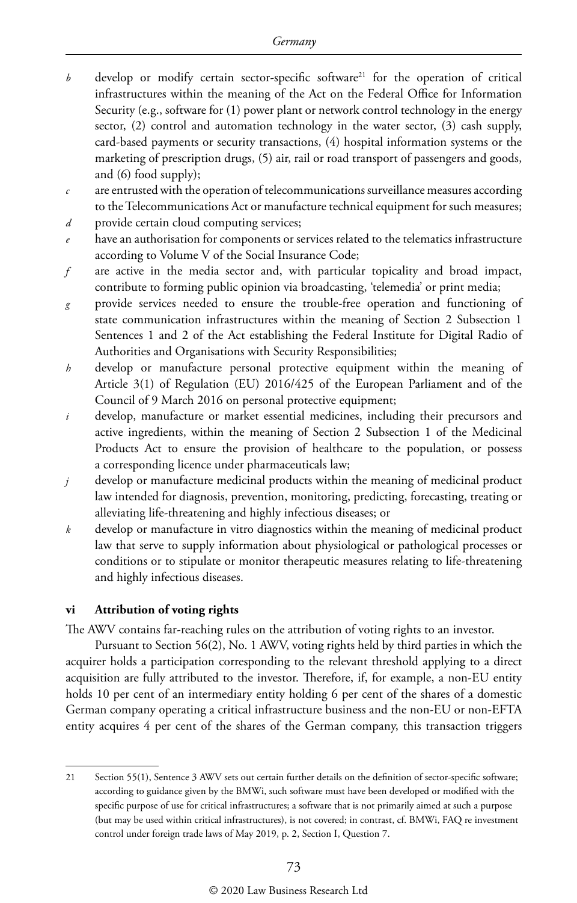*b* develop or modify certain sector-specific software[21] for the operation of critical infrastructures within the meaning of the Act on the Federal Office for Information Security (e.g., software for (1) power plant or network control technology in the energy sector, (2) control and automation technology in the water sector, (3) cash supply, card-based payments or security transactions, (4) hospital information systems or the marketing of prescription drugs, (5) air, rail or road transport of passengers and goods, and (6) food supply);

*c* are entrusted with the operation of telecommunications surveillance measures according to the Telecommunications Act or manufacture technical equipment for such measures;

*d* provide certain cloud computing services;

*e* have an authorisation for components or services related to the telematics infrastructure according to Volume V of the Social Insurance Code;

*f* are active in the media sector and, with particular topicality and broad impact, contribute to forming public opinion via broadcasting, 'telemedia' or print media;

*g* provide services needed to ensure the trouble-free operation and functioning of state communication infrastructures within the meaning of Section 2 Subsection 1 Sentences 1 and 2 of the Act establishing the Federal Institute for Digital Radio of Authorities and Organisations with Security Responsibilities;

*h* develop or manufacture personal protective equipment within the meaning of Article 3(1) of Regulation (EU) 2016/425 of the European Parliament and of the Council of 9 March 2016 on personal protective equipment;

*i* develop, manufacture or market essential medicines, including their precursors and active ingredients, within the meaning of Section 2 Subsection 1 of the Medicinal Products Act to ensure the provision of healthcare to the population, or possess a corresponding licence under pharmaceuticals law;

*j* develop or manufacture medicinal products within the meaning of medicinal product law intended for diagnosis, prevention, monitoring, predicting, forecasting, treating or alleviating life-threatening and highly infectious diseases; or

*k* develop or manufacture in vitro diagnostics within the meaning of medicinal product law that serve to supply information about physiological or pathological processes or conditions or to stipulate or monitor therapeutic measures relating to life-threatening and highly infectious diseases.

### vi Attribution of voting rights

The AWV contains far-reaching rules on the attribution of voting rights to an investor.

Pursuant to Section 56(2), No. 1 AWV, voting rights held by third parties in which the acquirer holds a participation corresponding to the relevant threshold applying to a direct acquisition are fully attributed to the investor. Therefore, if, for example, a non-EU entity holds 10 per cent of an intermediary entity holding 6 per cent of the shares of a domestic German company operating a critical infrastructure business and the non-EU or non-EFTA entity acquires 4 per cent of the shares of the German company, this transaction triggers

---

21 Section 55(1), Sentence 3 AWV sets out certain further details on the definition of sector-specific software; according to guidance given by the BMWi, such software must have been developed or modified with the specific purpose of use for critical infrastructures; a software that is not primarily aimed at such a purpose (but may be used within critical infrastructures), is not covered; in contrast, cf. BMWi, FAQ re investment control under foreign trade laws of May 2019, p. 2, Section I, Question 7.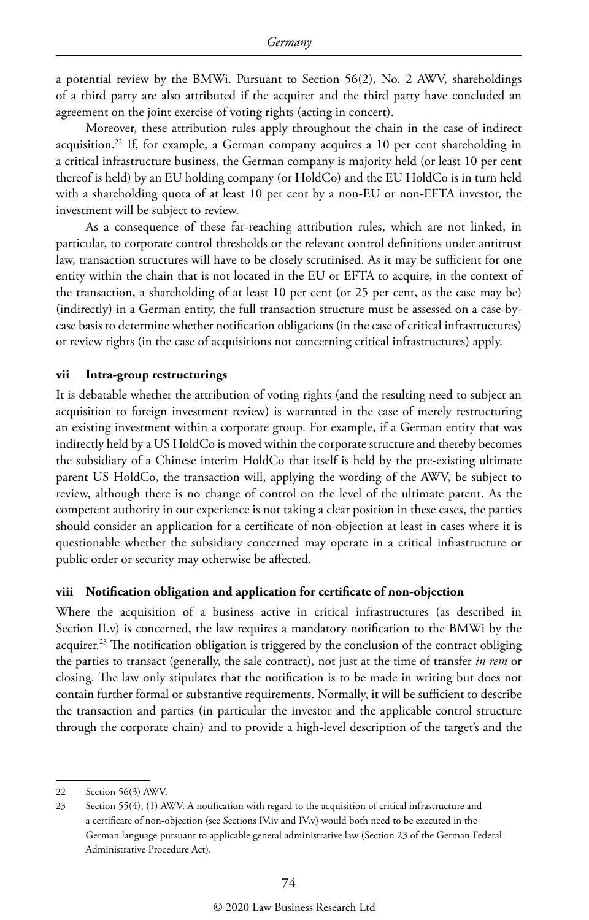a potential review by the BMWi. Pursuant to Section 56(2), No. 2 AWV, shareholdings of a third party are also attributed if the acquirer and the third party have concluded an agreement on the joint exercise of voting rights (acting in concert).

Moreover, these attribution rules apply throughout the chain in the case of indirect acquisition.[22] If, for example, a German company acquires a 10 per cent shareholding in a critical infrastructure business, the German company is majority held (or least 10 per cent thereof is held) by an EU holding company (or HoldCo) and the EU HoldCo is in turn held with a shareholding quota of at least 10 per cent by a non-EU or non-EFTA investor, the investment will be subject to review.

As a consequence of these far-reaching attribution rules, which are not linked, in particular, to corporate control thresholds or the relevant control definitions under antitrust law, transaction structures will have to be closely scrutinised. As it may be sufficient for one entity within the chain that is not located in the EU or EFTA to acquire, in the context of the transaction, a shareholding of at least 10 per cent (or 25 per cent, as the case may be) (indirectly) in a German entity, the full transaction structure must be assessed on a case-by-case basis to determine whether notification obligations (in the case of critical infrastructures) or review rights (in the case of acquisitions not concerning critical infrastructures) apply.

### vii Intra-group restructurings

It is debatable whether the attribution of voting rights (and the resulting need to subject an acquisition to foreign investment review) is warranted in the case of merely restructuring an existing investment within a corporate group. For example, if a German entity that was indirectly held by a US HoldCo is moved within the corporate structure and thereby becomes the subsidiary of a Chinese interim HoldCo that itself is held by the pre-existing ultimate parent US HoldCo, the transaction will, applying the wording of the AWV, be subject to review, although there is no change of control on the level of the ultimate parent. As the competent authority in our experience is not taking a clear position in these cases, the parties should consider an application for a certificate of non-objection at least in cases where it is questionable whether the subsidiary concerned may operate in a critical infrastructure or public order or security may otherwise be affected.

### viii Notification obligation and application for certificate of non-objection

Where the acquisition of a business active in critical infrastructures (as described in Section II.v) is concerned, the law requires a mandatory notification to the BMWi by the acquirer.[23] The notification obligation is triggered by the conclusion of the contract obliging the parties to transact (generally, the sale contract), not just at the time of transfer *in rem* or closing. The law only stipulates that the notification is to be made in writing but does not contain further formal or substantive requirements. Normally, it will be sufficient to describe the transaction and parties (in particular the investor and the applicable control structure through the corporate chain) and to provide a high-level description of the target's and the

---

22 Section 56(3) AWV.

23 Section 55(4), (1) AWV. A notification with regard to the acquisition of critical infrastructure and a certificate of non-objection (see Sections IV.iv and IV.v) would both need to be executed in the German language pursuant to applicable general administrative law (Section 23 of the German Federal Administrative Procedure Act).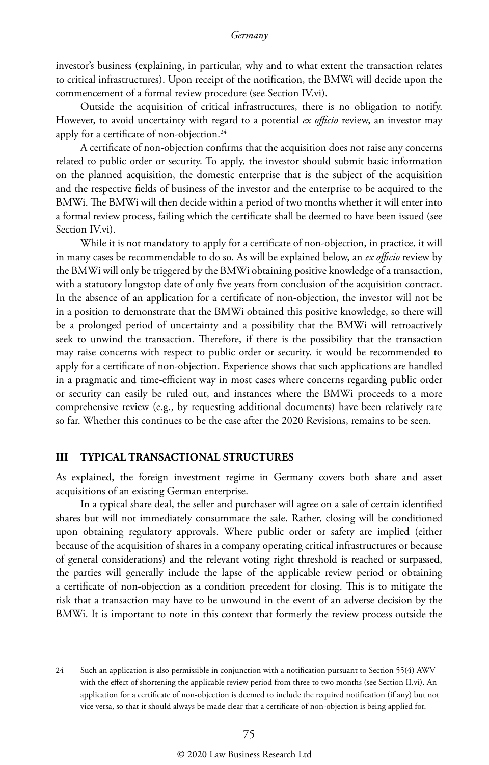investor's business (explaining, in particular, why and to what extent the transaction relates to critical infrastructures). Upon receipt of the notification, the BMWi will decide upon the commencement of a formal review procedure (see Section IV.vi).

Outside the acquisition of critical infrastructures, there is no obligation to notify. However, to avoid uncertainty with regard to a potential *ex officio* review, an investor may apply for a certificate of non-objection.[24]

A certificate of non-objection confirms that the acquisition does not raise any concerns related to public order or security. To apply, the investor should submit basic information on the planned acquisition, the domestic enterprise that is the subject of the acquisition and the respective fields of business of the investor and the enterprise to be acquired to the BMWi. The BMWi will then decide within a period of two months whether it will enter into a formal review process, failing which the certificate shall be deemed to have been issued (see Section IV.vi).

While it is not mandatory to apply for a certificate of non-objection, in practice, it will in many cases be recommendable to do so. As will be explained below, an *ex officio* review by the BMWi will only be triggered by the BMWi obtaining positive knowledge of a transaction, with a statutory longstop date of only five years from conclusion of the acquisition contract. In the absence of an application for a certificate of non-objection, the investor will not be in a position to demonstrate that the BMWi obtained this positive knowledge, so there will be a prolonged period of uncertainty and a possibility that the BMWi will retroactively seek to unwind the transaction. Therefore, if there is the possibility that the transaction may raise concerns with respect to public order or security, it would be recommended to apply for a certificate of non-objection. Experience shows that such applications are handled in a pragmatic and time-efficient way in most cases where concerns regarding public order or security can easily be ruled out, and instances where the BMWi proceeds to a more comprehensive review (e.g., by requesting additional documents) have been relatively rare so far. Whether this continues to be the case after the 2020 Revisions, remains to be seen.

## III TYPICAL TRANSACTIONAL STRUCTURES

As explained, the foreign investment regime in Germany covers both share and asset acquisitions of an existing German enterprise.

In a typical share deal, the seller and purchaser will agree on a sale of certain identified shares but will not immediately consummate the sale. Rather, closing will be conditioned upon obtaining regulatory approvals. Where public order or safety are implied (either because of the acquisition of shares in a company operating critical infrastructures or because of general considerations) and the relevant voting right threshold is reached or surpassed, the parties will generally include the lapse of the applicable review period or obtaining a certificate of non-objection as a condition precedent for closing. This is to mitigate the risk that a transaction may have to be unwound in the event of an adverse decision by the BMWi. It is important to note in this context that formerly the review process outside the

---

24 Such an application is also permissible in conjunction with a notification pursuant to Section 55(4) AWV – with the effect of shortening the applicable review period from three to two months (see Section II.vi). An application for a certificate of non-objection is deemed to include the required notification (if any) but not vice versa, so that it should always be made clear that a certificate of non-objection is being applied for.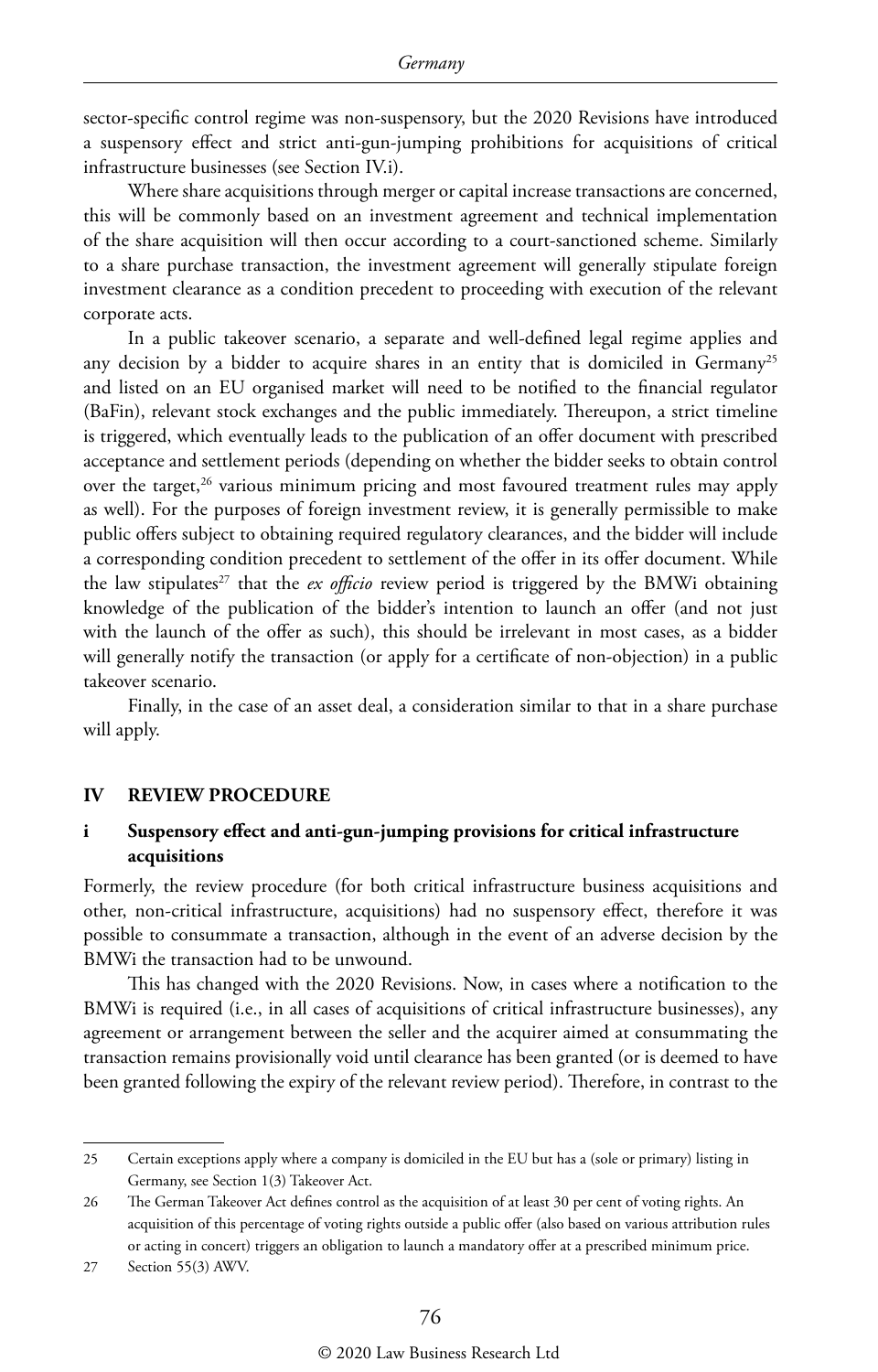sector-specific control regime was non-suspensory, but the 2020 Revisions have introduced a suspensory effect and strict anti-gun-jumping prohibitions for acquisitions of critical infrastructure businesses (see Section IV.i).

Where share acquisitions through merger or capital increase transactions are concerned, this will be commonly based on an investment agreement and technical implementation of the share acquisition will then occur according to a court-sanctioned scheme. Similarly to a share purchase transaction, the investment agreement will generally stipulate foreign investment clearance as a condition precedent to proceeding with execution of the relevant corporate acts.

In a public takeover scenario, a separate and well-defined legal regime applies and any decision by a bidder to acquire shares in an entity that is domiciled in Germany[25] and listed on an EU organised market will need to be notified to the financial regulator (BaFin), relevant stock exchanges and the public immediately. Thereupon, a strict timeline is triggered, which eventually leads to the publication of an offer document with prescribed acceptance and settlement periods (depending on whether the bidder seeks to obtain control over the target,[26] various minimum pricing and most favoured treatment rules may apply as well). For the purposes of foreign investment review, it is generally permissible to make public offers subject to obtaining required regulatory clearances, and the bidder will include a corresponding condition precedent to settlement of the offer in its offer document. While the law stipulates[27] that the *ex officio* review period is triggered by the BMWi obtaining knowledge of the publication of the bidder's intention to launch an offer (and not just with the launch of the offer as such), this should be irrelevant in most cases, as a bidder will generally notify the transaction (or apply for a certificate of non-objection) in a public takeover scenario.

Finally, in the case of an asset deal, a consideration similar to that in a share purchase will apply.

## IV REVIEW PROCEDURE

### i Suspensory effect and anti-gun-jumping provisions for critical infrastructure acquisitions

Formerly, the review procedure (for both critical infrastructure business acquisitions and other, non-critical infrastructure, acquisitions) had no suspensory effect, therefore it was possible to consummate a transaction, although in the event of an adverse decision by the BMWi the transaction had to be unwound.

This has changed with the 2020 Revisions. Now, in cases where a notification to the BMWi is required (i.e., in all cases of acquisitions of critical infrastructure businesses), any agreement or arrangement between the seller and the acquirer aimed at consummating the transaction remains provisionally void until clearance has been granted (or is deemed to have been granted following the expiry of the relevant review period). Therefore, in contrast to the

---

25 Certain exceptions apply where a company is domiciled in the EU but has a (sole or primary) listing in Germany, see Section 1(3) Takeover Act.

26 The German Takeover Act defines control as the acquisition of at least 30 per cent of voting rights. An acquisition of this percentage of voting rights outside a public offer (also based on various attribution rules or acting in concert) triggers an obligation to launch a mandatory offer at a prescribed minimum price.

27 Section 55(3) AWV.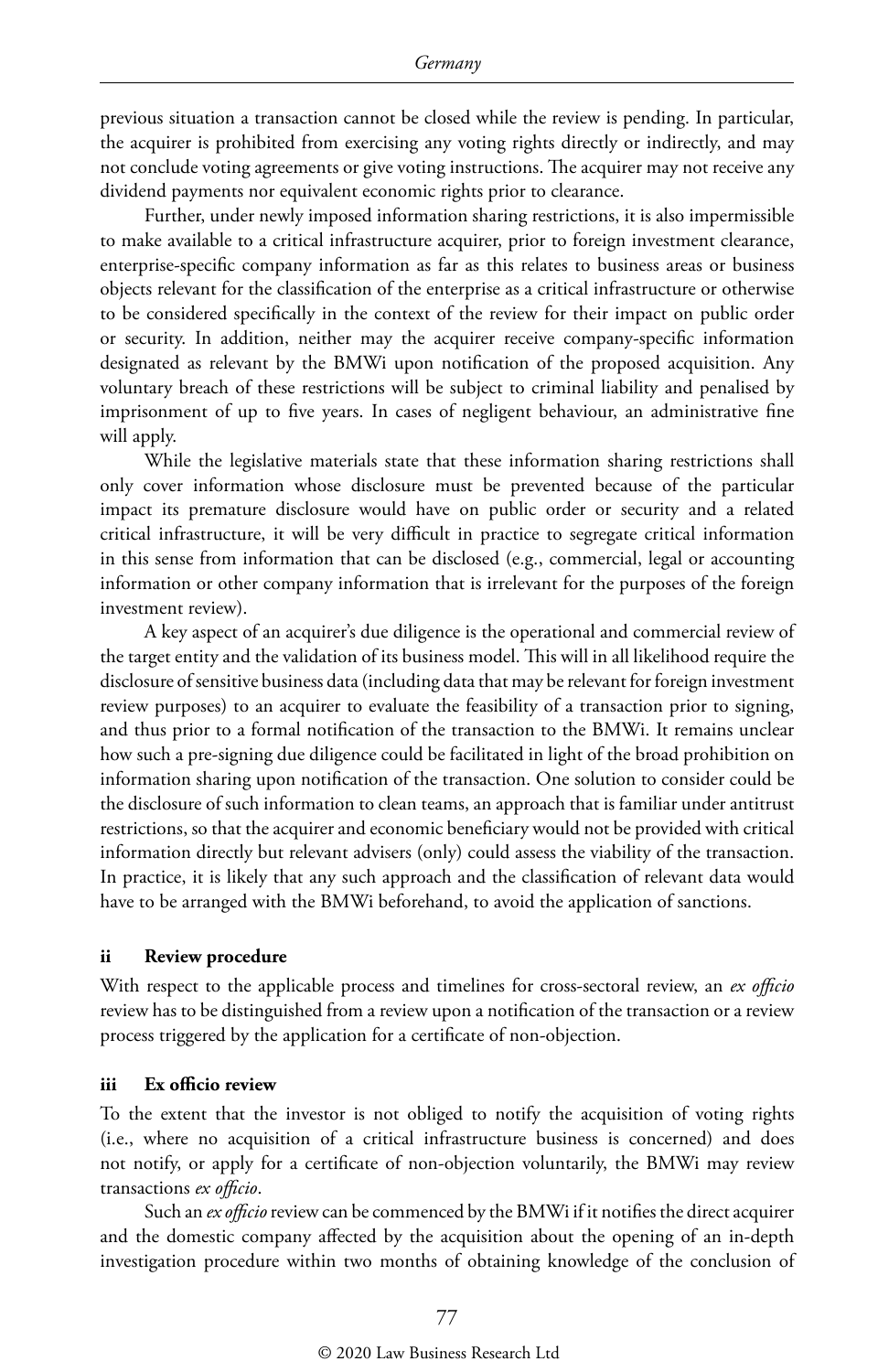previous situation a transaction cannot be closed while the review is pending. In particular, the acquirer is prohibited from exercising any voting rights directly or indirectly, and may not conclude voting agreements or give voting instructions. The acquirer may not receive any dividend payments nor equivalent economic rights prior to clearance.

Further, under newly imposed information sharing restrictions, it is also impermissible to make available to a critical infrastructure acquirer, prior to foreign investment clearance, enterprise-specific company information as far as this relates to business areas or business objects relevant for the classification of the enterprise as a critical infrastructure or otherwise to be considered specifically in the context of the review for their impact on public order or security. In addition, neither may the acquirer receive company-specific information designated as relevant by the BMWi upon notification of the proposed acquisition. Any voluntary breach of these restrictions will be subject to criminal liability and penalised by imprisonment of up to five years. In cases of negligent behaviour, an administrative fine will apply.

While the legislative materials state that these information sharing restrictions shall only cover information whose disclosure must be prevented because of the particular impact its premature disclosure would have on public order or security and a related critical infrastructure, it will be very difficult in practice to segregate critical information in this sense from information that can be disclosed (e.g., commercial, legal or accounting information or other company information that is irrelevant for the purposes of the foreign investment review).

A key aspect of an acquirer's due diligence is the operational and commercial review of the target entity and the validation of its business model. This will in all likelihood require the disclosure of sensitive business data (including data that may be relevant for foreign investment review purposes) to an acquirer to evaluate the feasibility of a transaction prior to signing, and thus prior to a formal notification of the transaction to the BMWi. It remains unclear how such a pre-signing due diligence could be facilitated in light of the broad prohibition on information sharing upon notification of the transaction. One solution to consider could be the disclosure of such information to clean teams, an approach that is familiar under antitrust restrictions, so that the acquirer and economic beneficiary would not be provided with critical information directly but relevant advisers (only) could assess the viability of the transaction. In practice, it is likely that any such approach and the classification of relevant data would have to be arranged with the BMWi beforehand, to avoid the application of sanctions.

### ii Review procedure

With respect to the applicable process and timelines for cross-sectoral review, an *ex officio* review has to be distinguished from a review upon a notification of the transaction or a review process triggered by the application for a certificate of non-objection.

### iii Ex officio review

To the extent that the investor is not obliged to notify the acquisition of voting rights (i.e., where no acquisition of a critical infrastructure business is concerned) and does not notify, or apply for a certificate of non-objection voluntarily, the BMWi may review transactions *ex officio*.

Such an *ex officio* review can be commenced by the BMWi if it notifies the direct acquirer and the domestic company affected by the acquisition about the opening of an in-depth investigation procedure within two months of obtaining knowledge of the conclusion of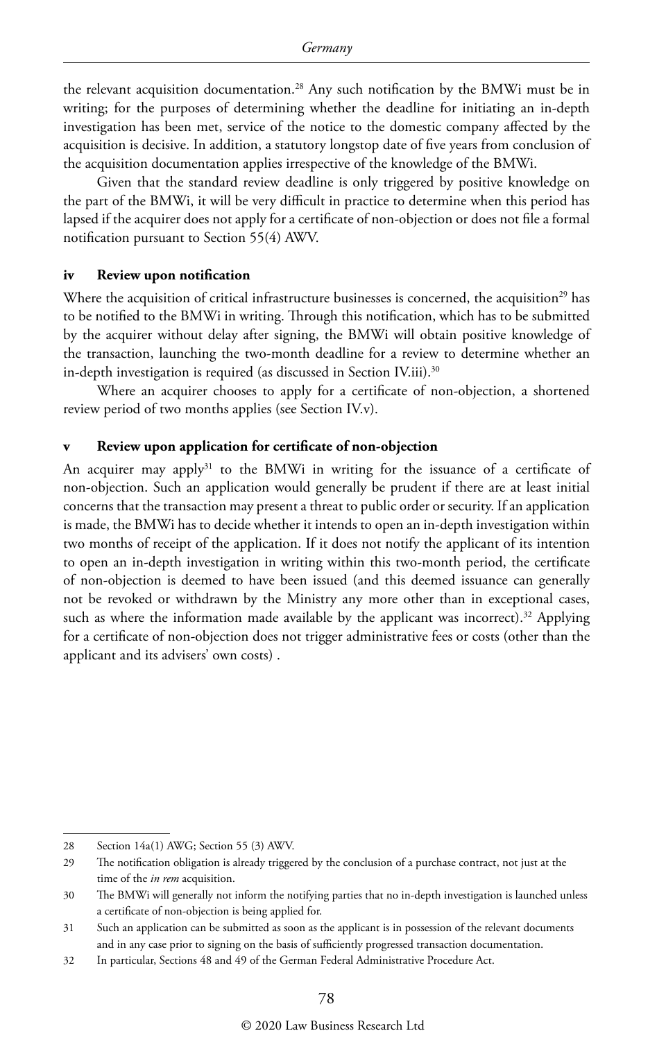the relevant acquisition documentation.[28] Any such notification by the BMWi must be in writing; for the purposes of determining whether the deadline for initiating an in-depth investigation has been met, service of the notice to the domestic company affected by the acquisition is decisive. In addition, a statutory longstop date of five years from conclusion of the acquisition documentation applies irrespective of the knowledge of the BMWi.

Given that the standard review deadline is only triggered by positive knowledge on the part of the BMWi, it will be very difficult in practice to determine when this period has lapsed if the acquirer does not apply for a certificate of non-objection or does not file a formal notification pursuant to Section 55(4) AWV.

### iv Review upon notification

Where the acquisition of critical infrastructure businesses is concerned, the acquisition[29] has to be notified to the BMWi in writing. Through this notification, which has to be submitted by the acquirer without delay after signing, the BMWi will obtain positive knowledge of the transaction, launching the two-month deadline for a review to determine whether an in-depth investigation is required (as discussed in Section IV.iii).[30]

Where an acquirer chooses to apply for a certificate of non-objection, a shortened review period of two months applies (see Section IV.v).

### v Review upon application for certificate of non-objection

An acquirer may apply[31] to the BMWi in writing for the issuance of a certificate of non-objection. Such an application would generally be prudent if there are at least initial concerns that the transaction may present a threat to public order or security. If an application is made, the BMWi has to decide whether it intends to open an in-depth investigation within two months of receipt of the application. If it does not notify the applicant of its intention to open an in-depth investigation in writing within this two-month period, the certificate of non-objection is deemed to have been issued (and this deemed issuance can generally not be revoked or withdrawn by the Ministry any more other than in exceptional cases, such as where the information made available by the applicant was incorrect).[32] Applying for a certificate of non-objection does not trigger administrative fees or costs (other than the applicant and its advisers' own costs) .

---

28 Section 14a(1) AWG; Section 55 (3) AWV.

29 The notification obligation is already triggered by the conclusion of a purchase contract, not just at the time of the *in rem* acquisition.

30 The BMWi will generally not inform the notifying parties that no in-depth investigation is launched unless a certificate of non-objection is being applied for.

31 Such an application can be submitted as soon as the applicant is in possession of the relevant documents and in any case prior to signing on the basis of sufficiently progressed transaction documentation.

32 In particular, Sections 48 and 49 of the German Federal Administrative Procedure Act.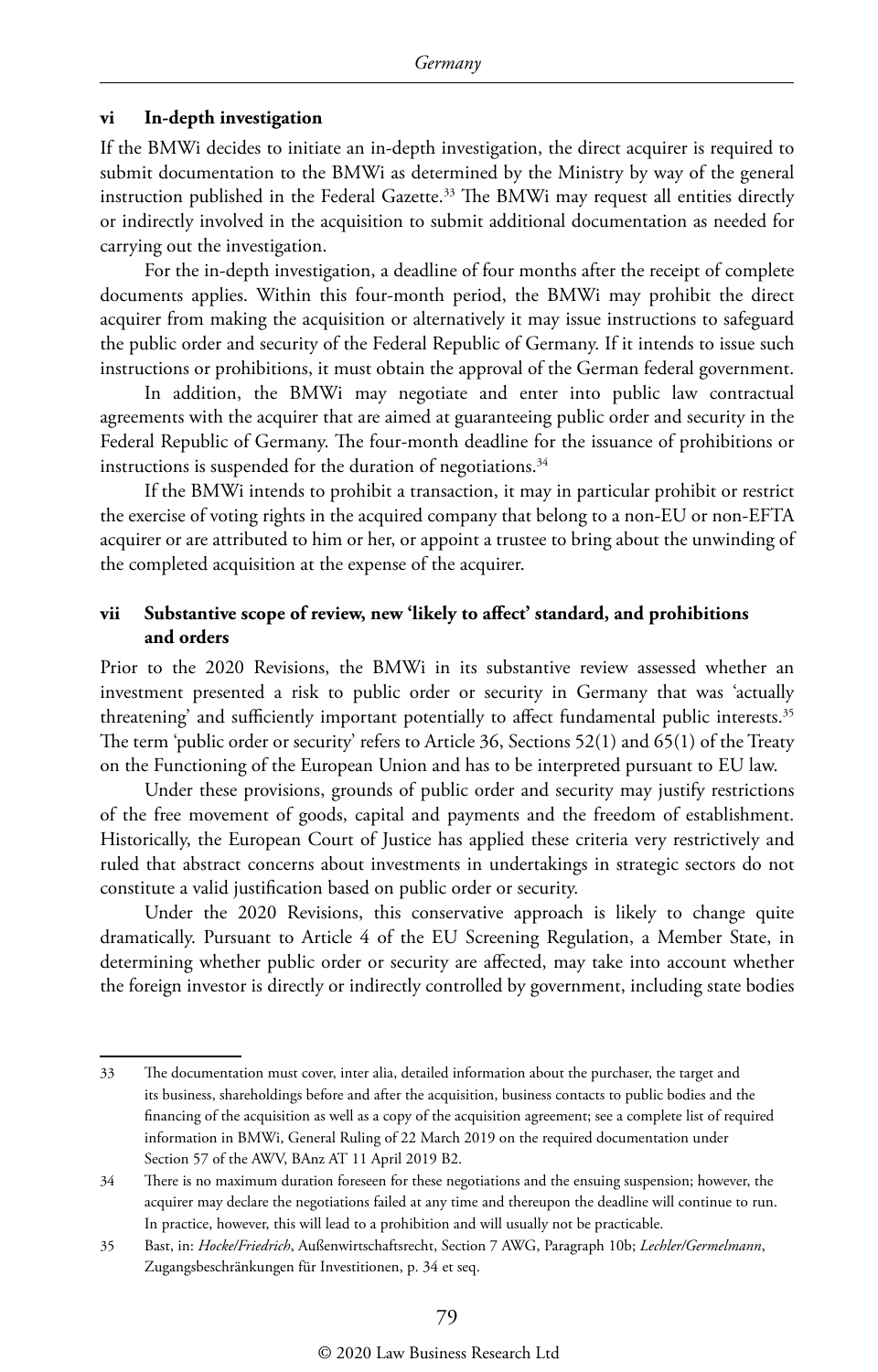### vi In-depth investigation

If the BMWi decides to initiate an in-depth investigation, the direct acquirer is required to submit documentation to the BMWi as determined by the Ministry by way of the general instruction published in the Federal Gazette.[33] The BMWi may request all entities directly or indirectly involved in the acquisition to submit additional documentation as needed for carrying out the investigation.

For the in-depth investigation, a deadline of four months after the receipt of complete documents applies. Within this four-month period, the BMWi may prohibit the direct acquirer from making the acquisition or alternatively it may issue instructions to safeguard the public order and security of the Federal Republic of Germany. If it intends to issue such instructions or prohibitions, it must obtain the approval of the German federal government.

In addition, the BMWi may negotiate and enter into public law contractual agreements with the acquirer that are aimed at guaranteeing public order and security in the Federal Republic of Germany. The four-month deadline for the issuance of prohibitions or instructions is suspended for the duration of negotiations.[34]

If the BMWi intends to prohibit a transaction, it may in particular prohibit or restrict the exercise of voting rights in the acquired company that belong to a non-EU or non-EFTA acquirer or are attributed to him or her, or appoint a trustee to bring about the unwinding of the completed acquisition at the expense of the acquirer.

### vii Substantive scope of review, new 'likely to affect' standard, and prohibitions and orders

Prior to the 2020 Revisions, the BMWi in its substantive review assessed whether an investment presented a risk to public order or security in Germany that was 'actually threatening' and sufficiently important potentially to affect fundamental public interests.[35] The term 'public order or security' refers to Article 36, Sections 52(1) and 65(1) of the Treaty on the Functioning of the European Union and has to be interpreted pursuant to EU law.

Under these provisions, grounds of public order and security may justify restrictions of the free movement of goods, capital and payments and the freedom of establishment. Historically, the European Court of Justice has applied these criteria very restrictively and ruled that abstract concerns about investments in undertakings in strategic sectors do not constitute a valid justification based on public order or security.

Under the 2020 Revisions, this conservative approach is likely to change quite dramatically. Pursuant to Article 4 of the EU Screening Regulation, a Member State, in determining whether public order or security are affected, may take into account whether the foreign investor is directly or indirectly controlled by government, including state bodies

---

33 The documentation must cover, inter alia, detailed information about the purchaser, the target and its business, shareholdings before and after the acquisition, business contacts to public bodies and the financing of the acquisition as well as a copy of the acquisition agreement; see a complete list of required information in BMWi, General Ruling of 22 March 2019 on the required documentation under Section 57 of the AWV, BAnz AT 11 April 2019 B2.

34 There is no maximum duration foreseen for these negotiations and the ensuing suspension; however, the acquirer may declare the negotiations failed at any time and thereupon the deadline will continue to run. In practice, however, this will lead to a prohibition and will usually not be practicable.

35 Bast, in: *Hocke/Friedrich*, Außenwirtschaftsrecht, Section 7 AWG, Paragraph 10b; *Lechler/Germelmann*, Zugangsbeschränkungen für Investitionen, p. 34 et seq.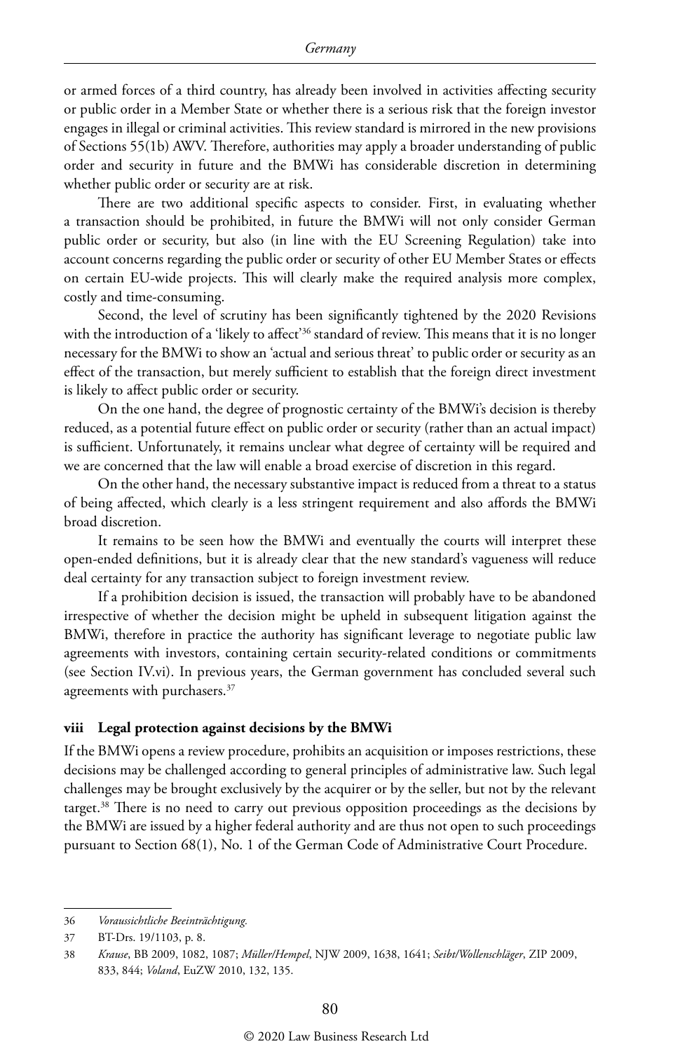or armed forces of a third country, has already been involved in activities affecting security or public order in a Member State or whether there is a serious risk that the foreign investor engages in illegal or criminal activities. This review standard is mirrored in the new provisions of Sections 55(1b) AWV. Therefore, authorities may apply a broader understanding of public order and security in future and the BMWi has considerable discretion in determining whether public order or security are at risk.

There are two additional specific aspects to consider. First, in evaluating whether a transaction should be prohibited, in future the BMWi will not only consider German public order or security, but also (in line with the EU Screening Regulation) take into account concerns regarding the public order or security of other EU Member States or effects on certain EU-wide projects. This will clearly make the required analysis more complex, costly and time-consuming.

Second, the level of scrutiny has been significantly tightened by the 2020 Revisions with the introduction of a 'likely to affect'[36] standard of review. This means that it is no longer necessary for the BMWi to show an 'actual and serious threat' to public order or security as an effect of the transaction, but merely sufficient to establish that the foreign direct investment is likely to affect public order or security.

On the one hand, the degree of prognostic certainty of the BMWi's decision is thereby reduced, as a potential future effect on public order or security (rather than an actual impact) is sufficient. Unfortunately, it remains unclear what degree of certainty will be required and we are concerned that the law will enable a broad exercise of discretion in this regard.

On the other hand, the necessary substantive impact is reduced from a threat to a status of being affected, which clearly is a less stringent requirement and also affords the BMWi broad discretion.

It remains to be seen how the BMWi and eventually the courts will interpret these open-ended definitions, but it is already clear that the new standard's vagueness will reduce deal certainty for any transaction subject to foreign investment review.

If a prohibition decision is issued, the transaction will probably have to be abandoned irrespective of whether the decision might be upheld in subsequent litigation against the BMWi, therefore in practice the authority has significant leverage to negotiate public law agreements with investors, containing certain security-related conditions or commitments (see Section IV.vi). In previous years, the German government has concluded several such agreements with purchasers.[37]

### viii Legal protection against decisions by the BMWi

If the BMWi opens a review procedure, prohibits an acquisition or imposes restrictions, these decisions may be challenged according to general principles of administrative law. Such legal challenges may be brought exclusively by the acquirer or by the seller, but not by the relevant target.[38] There is no need to carry out previous opposition proceedings as the decisions by the BMWi are issued by a higher federal authority and are thus not open to such proceedings pursuant to Section 68(1), No. 1 of the German Code of Administrative Court Procedure.

---

36 *Voraussichtliche Beeinträchtigung.*

37 BT-Drs. 19/1103, p. 8.

38 *Krause*, BB 2009, 1082, 1087; *Müller/Hempel*, NJW 2009, 1638, 1641; *Seibt/Wollenschläger*, ZIP 2009, 833, 844; *Voland*, EuZW 2010, 132, 135.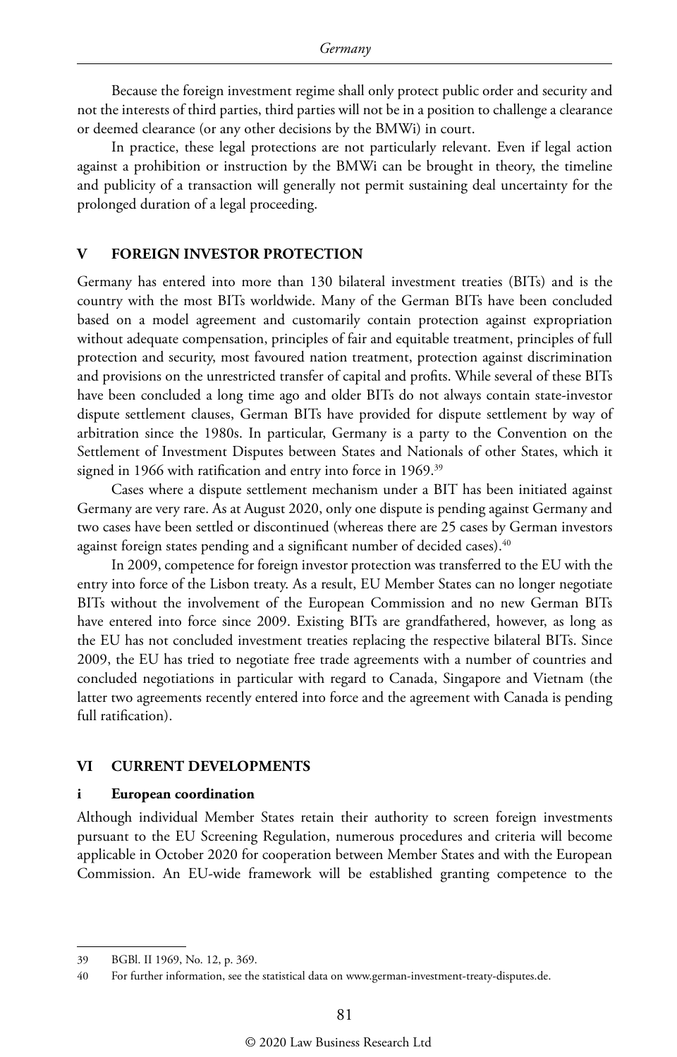Because the foreign investment regime shall only protect public order and security and not the interests of third parties, third parties will not be in a position to challenge a clearance or deemed clearance (or any other decisions by the BMWi) in court.

In practice, these legal protections are not particularly relevant. Even if legal action against a prohibition or instruction by the BMWi can be brought in theory, the timeline and publicity of a transaction will generally not permit sustaining deal uncertainty for the prolonged duration of a legal proceeding.

## V FOREIGN INVESTOR PROTECTION

Germany has entered into more than 130 bilateral investment treaties (BITs) and is the country with the most BITs worldwide. Many of the German BITs have been concluded based on a model agreement and customarily contain protection against expropriation without adequate compensation, principles of fair and equitable treatment, principles of full protection and security, most favoured nation treatment, protection against discrimination and provisions on the unrestricted transfer of capital and profits. While several of these BITs have been concluded a long time ago and older BITs do not always contain state-investor dispute settlement clauses, German BITs have provided for dispute settlement by way of arbitration since the 1980s. In particular, Germany is a party to the Convention on the Settlement of Investment Disputes between States and Nationals of other States, which it signed in 1966 with ratification and entry into force in 1969.[39]

Cases where a dispute settlement mechanism under a BIT has been initiated against Germany are very rare. As at August 2020, only one dispute is pending against Germany and two cases have been settled or discontinued (whereas there are 25 cases by German investors against foreign states pending and a significant number of decided cases).[40]

In 2009, competence for foreign investor protection was transferred to the EU with the entry into force of the Lisbon treaty. As a result, EU Member States can no longer negotiate BITs without the involvement of the European Commission and no new German BITs have entered into force since 2009. Existing BITs are grandfathered, however, as long as the EU has not concluded investment treaties replacing the respective bilateral BITs. Since 2009, the EU has tried to negotiate free trade agreements with a number of countries and concluded negotiations in particular with regard to Canada, Singapore and Vietnam (the latter two agreements recently entered into force and the agreement with Canada is pending full ratification).

## VI CURRENT DEVELOPMENTS

### i European coordination

Although individual Member States retain their authority to screen foreign investments pursuant to the EU Screening Regulation, numerous procedures and criteria will become applicable in October 2020 for cooperation between Member States and with the European Commission. An EU-wide framework will be established granting competence to the

---

39 BGBl. II 1969, No. 12, p. 369.

40 For further information, see the statistical data on www.german-investment-treaty-disputes.de.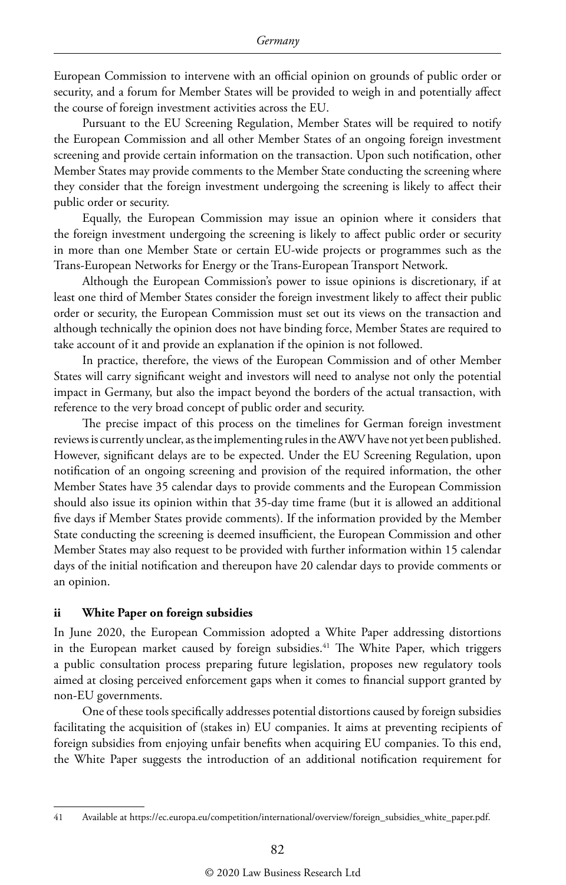European Commission to intervene with an official opinion on grounds of public order or security, and a forum for Member States will be provided to weigh in and potentially affect the course of foreign investment activities across the EU.

Pursuant to the EU Screening Regulation, Member States will be required to notify the European Commission and all other Member States of an ongoing foreign investment screening and provide certain information on the transaction. Upon such notification, other Member States may provide comments to the Member State conducting the screening where they consider that the foreign investment undergoing the screening is likely to affect their public order or security.

Equally, the European Commission may issue an opinion where it considers that the foreign investment undergoing the screening is likely to affect public order or security in more than one Member State or certain EU-wide projects or programmes such as the Trans-European Networks for Energy or the Trans-European Transport Network.

Although the European Commission's power to issue opinions is discretionary, if at least one third of Member States consider the foreign investment likely to affect their public order or security, the European Commission must set out its views on the transaction and although technically the opinion does not have binding force, Member States are required to take account of it and provide an explanation if the opinion is not followed.

In practice, therefore, the views of the European Commission and of other Member States will carry significant weight and investors will need to analyse not only the potential impact in Germany, but also the impact beyond the borders of the actual transaction, with reference to the very broad concept of public order and security.

The precise impact of this process on the timelines for German foreign investment reviews is currently unclear, as the implementing rules in the AWV have not yet been published. However, significant delays are to be expected. Under the EU Screening Regulation, upon notification of an ongoing screening and provision of the required information, the other Member States have 35 calendar days to provide comments and the European Commission should also issue its opinion within that 35-day time frame (but it is allowed an additional five days if Member States provide comments). If the information provided by the Member State conducting the screening is deemed insufficient, the European Commission and other Member States may also request to be provided with further information within 15 calendar days of the initial notification and thereupon have 20 calendar days to provide comments or an opinion.

### ii White Paper on foreign subsidies

In June 2020, the European Commission adopted a White Paper addressing distortions in the European market caused by foreign subsidies.[41] The White Paper, which triggers a public consultation process preparing future legislation, proposes new regulatory tools aimed at closing perceived enforcement gaps when it comes to financial support granted by non-EU governments.

One of these tools specifically addresses potential distortions caused by foreign subsidies facilitating the acquisition of (stakes in) EU companies. It aims at preventing recipients of foreign subsidies from enjoying unfair benefits when acquiring EU companies. To this end, the White Paper suggests the introduction of an additional notification requirement for

---

41 Available at https://ec.europa.eu/competition/international/overview/foreign_subsidies_white_paper.pdf.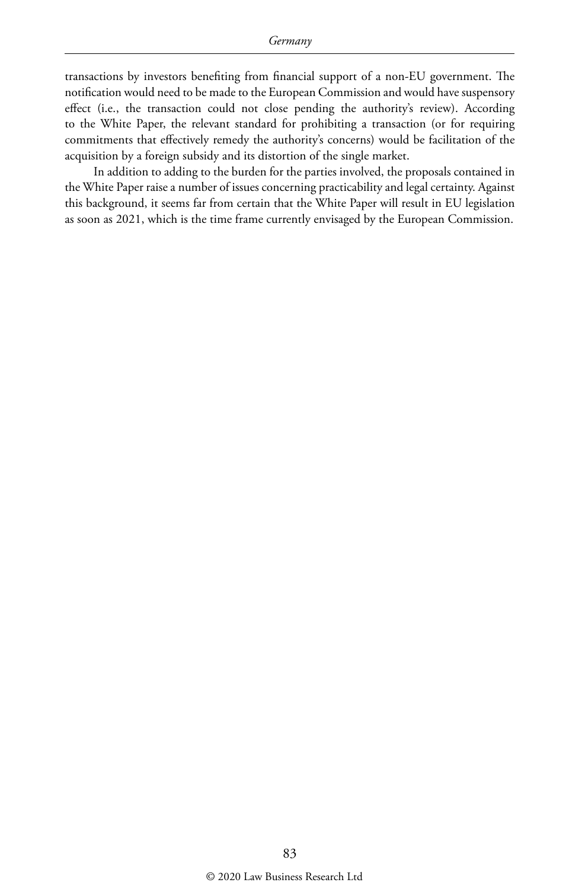transactions by investors benefiting from financial support of a non-EU government. The notification would need to be made to the European Commission and would have suspensory effect (i.e., the transaction could not close pending the authority's review). According to the White Paper, the relevant standard for prohibiting a transaction (or for requiring commitments that effectively remedy the authority's concerns) would be facilitation of the acquisition by a foreign subsidy and its distortion of the single market.

In addition to adding to the burden for the parties involved, the proposals contained in the White Paper raise a number of issues concerning practicability and legal certainty. Against this background, it seems far from certain that the White Paper will result in EU legislation as soon as 2021, which is the time frame currently envisaged by the European Commission.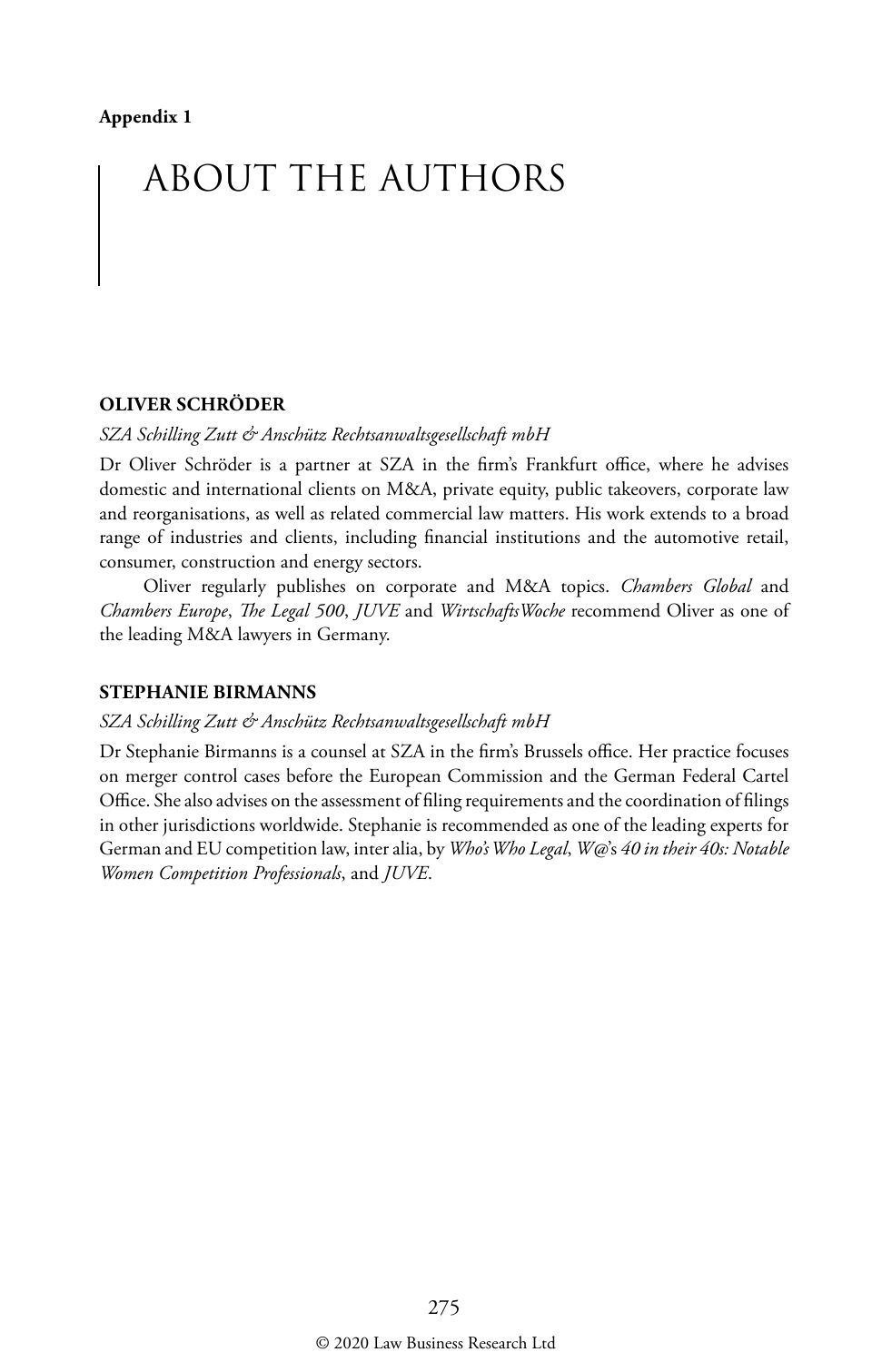**Appendix 1**

# ABOUT THE AUTHORS

### OLIVER SCHRÖDER

*SZA Schilling Zutt & Anschütz Rechtsanwaltsgesellschaft mbH*

Dr Oliver Schröder is a partner at SZA in the firm's Frankfurt office, where he advises domestic and international clients on M&A, private equity, public takeovers, corporate law and reorganisations, as well as related commercial law matters. His work extends to a broad range of industries and clients, including financial institutions and the automotive retail, consumer, construction and energy sectors.

Oliver regularly publishes on corporate and M&A topics. *Chambers Global* and *Chambers Europe*, *The Legal 500*, *JUVE* and *WirtschaftsWoche* recommend Oliver as one of the leading M&A lawyers in Germany.

### STEPHANIE BIRMANNS

*SZA Schilling Zutt & Anschütz Rechtsanwaltsgesellschaft mbH*

Dr Stephanie Birmanns is a counsel at SZA in the firm's Brussels office. Her practice focuses on merger control cases before the European Commission and the German Federal Cartel Office. She also advises on the assessment of filing requirements and the coordination of filings in other jurisdictions worldwide. Stephanie is recommended as one of the leading experts for German and EU competition law, inter alia, by *Who's Who Legal*, *W@*'s *40 in their 40s: Notable Women Competition Professionals*, and *JUVE*.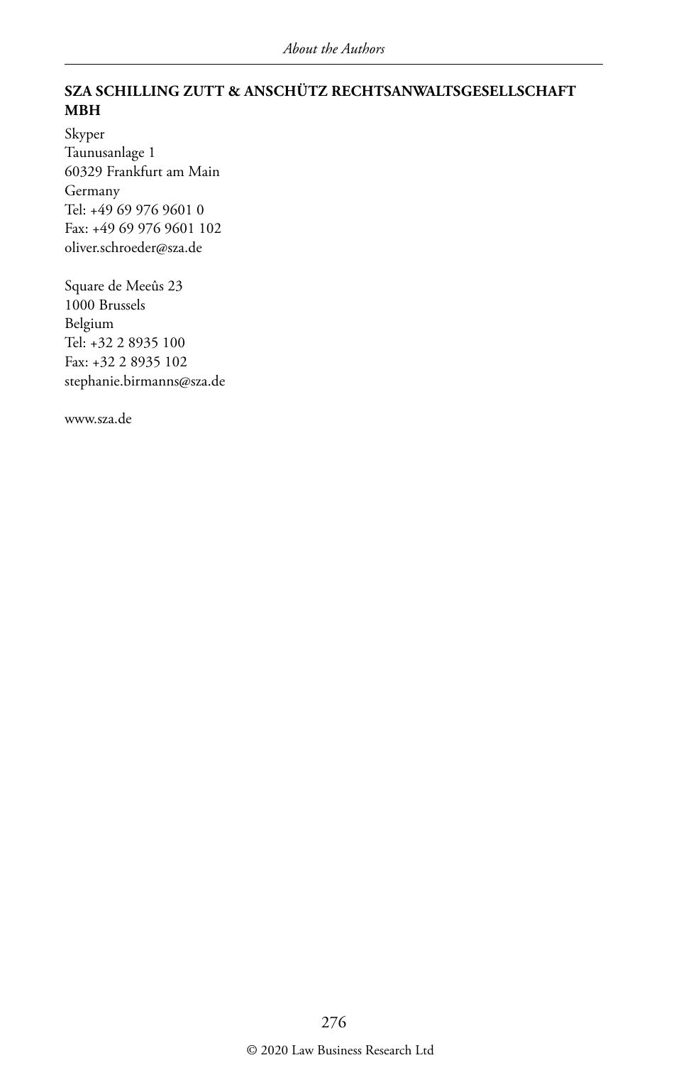**SZA SCHILLING ZUTT & ANSCHÜTZ RECHTSANWALTSGESELLSCHAFT MBH**

Skyper
Taunusanlage 1
60329 Frankfurt am Main
Germany
Tel: +49 69 976 9601 0
Fax: +49 69 976 9601 102
oliver.schroeder@sza.de

Square de Meeûs 23
1000 Brussels
Belgium
Tel: +32 2 8935 100
Fax: +32 2 8935 102
stephanie.birmanns@sza.de

www.sza.de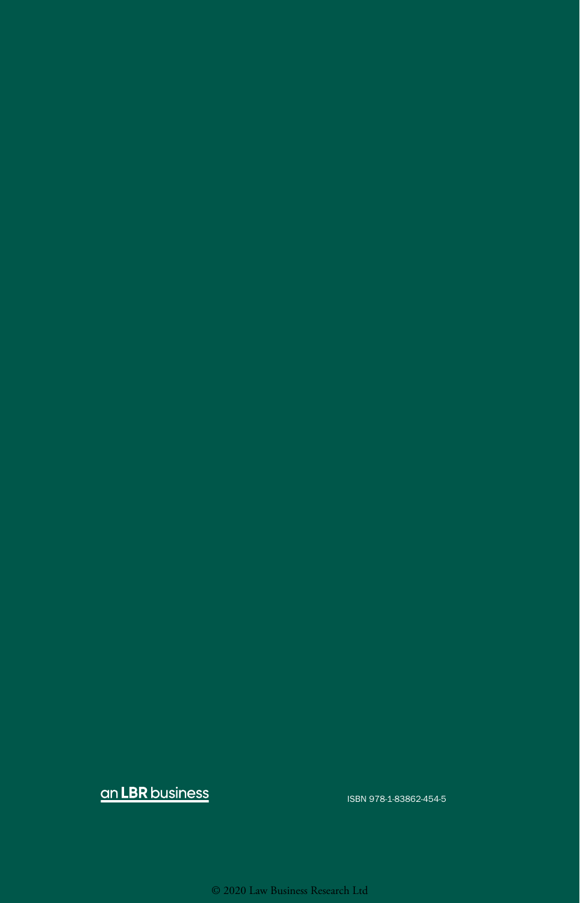an LBR business

ISBN 978-1-83862-454-5

© 2020 Law Business Research Ltd